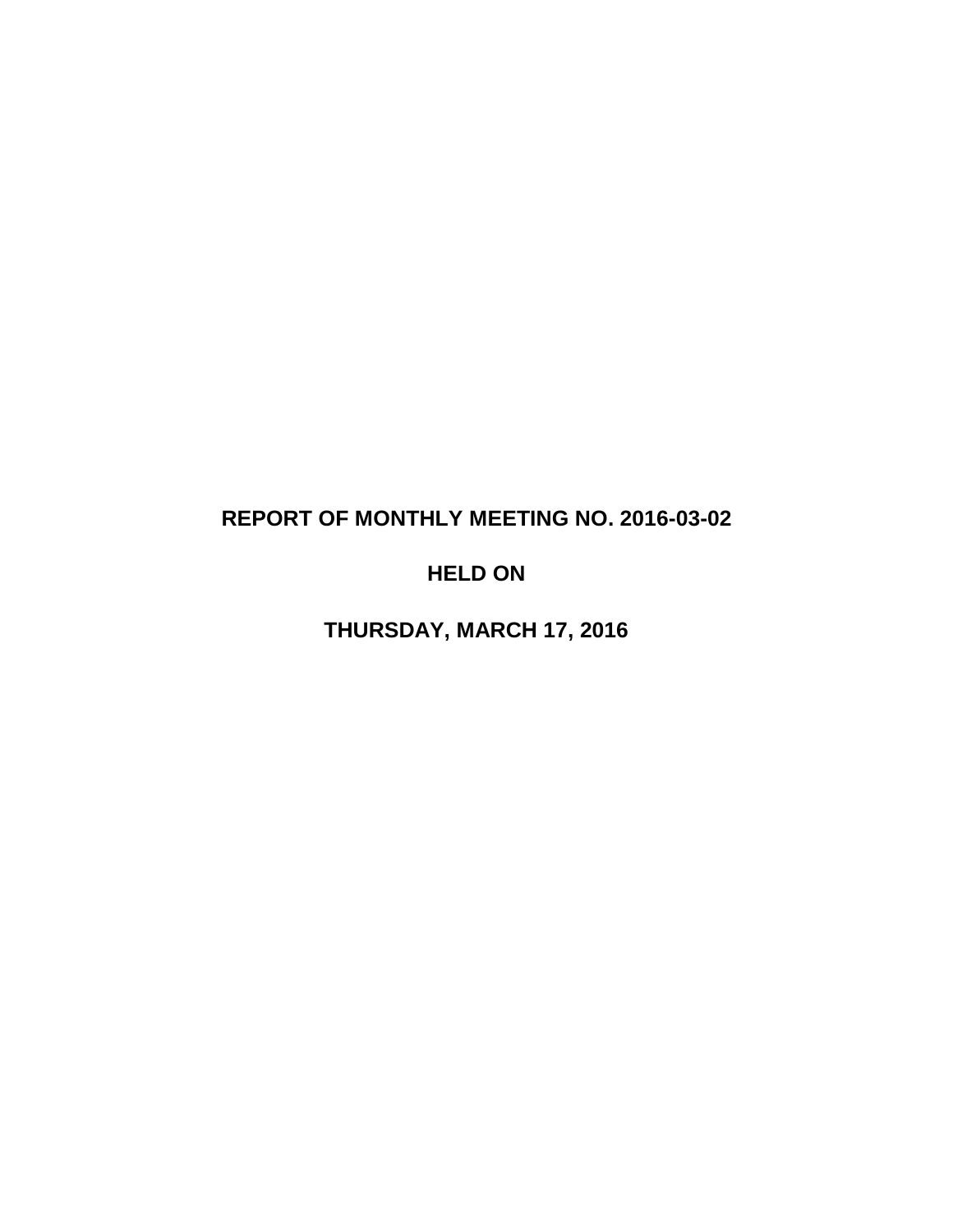# REPORT OF MONTHLY MEETING NO. 2016-03-02

# HELD ON

# THURSDAY, MARCH 17, 2016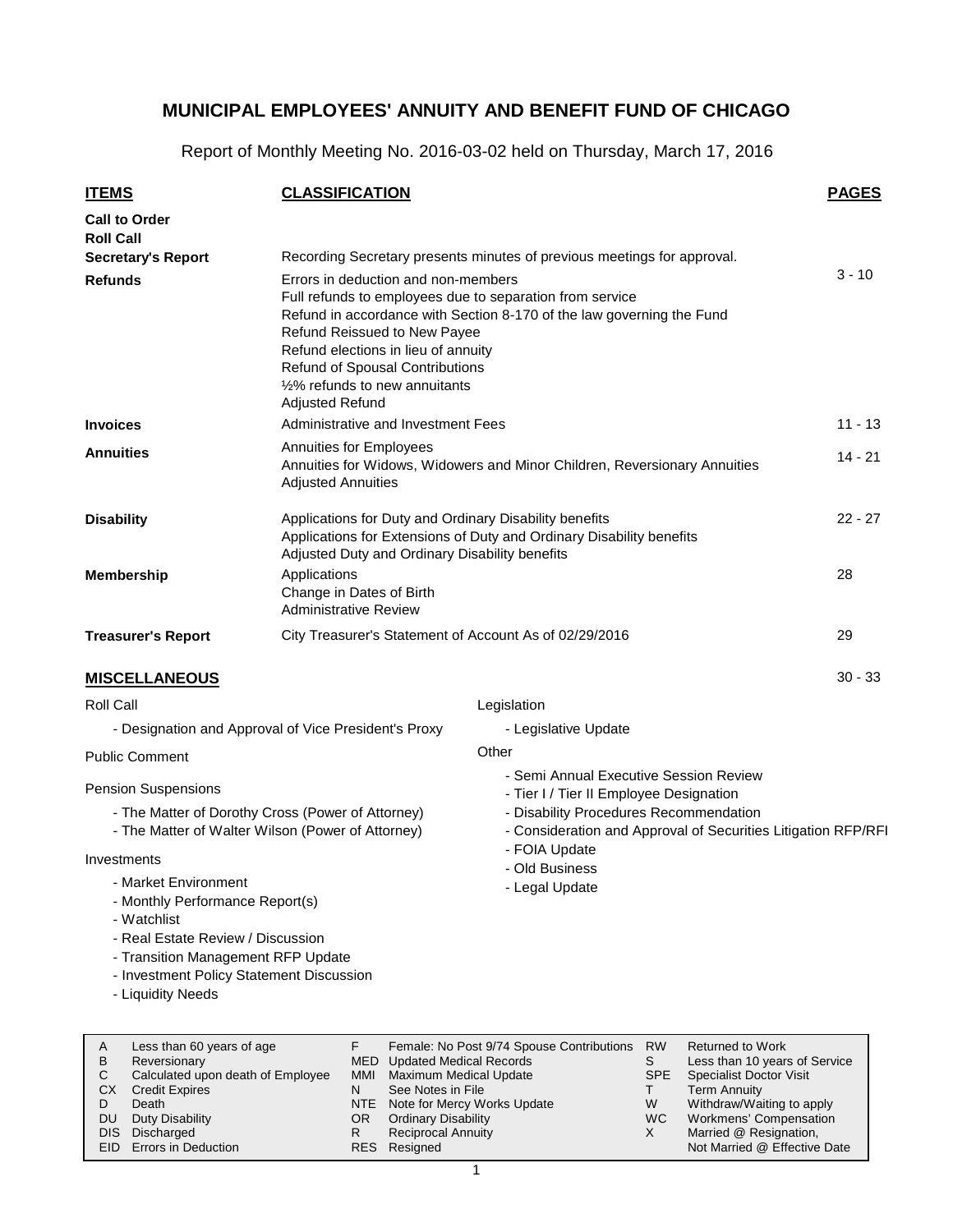# MUNICIPAL EMPLOYEES' ANNUITY AND BENEFIT FUND OF CHICAGO

Report of Monthly Meeting No. 2016-03-02 held on Thursday, March 17, 2016

| ITEMS | CLASSIFICATION | PAGES |
|---|---|---|
| **Call to Order** | | |
| **Roll Call** | | |
| **Secretary's Report** | Recording Secretary presents minutes of previous meetings for approval. | |
| **Refunds** | Errors in deduction and non-members<br>Full refunds to employees due to separation from service<br>Refund in accordance with Section 8-170 of the law governing the Fund<br>Refund Reissued to New Payee<br>Refund elections in lieu of annuity<br>Refund of Spousal Contributions<br>½% refunds to new annuitants<br>Adjusted Refund | 3 - 10 |
| **Invoices** | Administrative and Investment Fees | 11 - 13 |
| **Annuities** | Annuities for Employees<br>Annuities for Widows, Widowers and Minor Children, Reversionary Annuities<br>Adjusted Annuities | 14 - 21 |
| **Disability** | Applications for Duty and Ordinary Disability benefits<br>Applications for Extensions of Duty and Ordinary Disability benefits<br>Adjusted Duty and Ordinary Disability benefits | 22 - 27 |
| **Membership** | Applications<br>Change in Dates of Birth<br>Administrative Review | 28 |
| **Treasurer's Report** | City Treasurer's Statement of Account As of 02/29/2016 | 29 |

## MISCELLANEOUS

30 - 33

Roll Call

- Designation and Approval of Vice President's Proxy

Public Comment

Pension Suspensions

- The Matter of Dorothy Cross (Power of Attorney)
- The Matter of Walter Wilson (Power of Attorney)

Investments

- Market Environment
- Monthly Performance Report(s)
- Watchlist
- Real Estate Review / Discussion
- Transition Management RFP Update
- Investment Policy Statement Discussion
- Liquidity Needs

Legislation

- Legislative Update

Other

- Semi Annual Executive Session Review
- Tier I / Tier II Employee Designation
- Disability Procedures Recommendation
- Consideration and Approval of Securities Litigation RFP/RFI
- FOIA Update
- Old Business
- Legal Update

| | | | | | |
|---|---|---|---|---|---|
| A | Less than 60 years of age | F | Female: No Post 9/74 Spouse Contributions | RW | Returned to Work |
| B | Reversionary | MED | Updated Medical Records | S | Less than 10 years of Service |
| C | Calculated upon death of Employee | MMI | Maximum Medical Update | SPE | Specialist Doctor Visit |
| CX | Credit Expires | N | See Notes in File | T | Term Annuity |
| D | Death | NTE | Note for Mercy Works Update | W | Withdraw/Waiting to apply |
| DU | Duty Disability | OR | Ordinary Disability | WC | Workmens' Compensation |
| DIS | Discharged | R | Reciprocal Annuity | X | Married @ Resignation, Not Married @ Effective Date |
| EID | Errors in Deduction | RES | Resigned | | |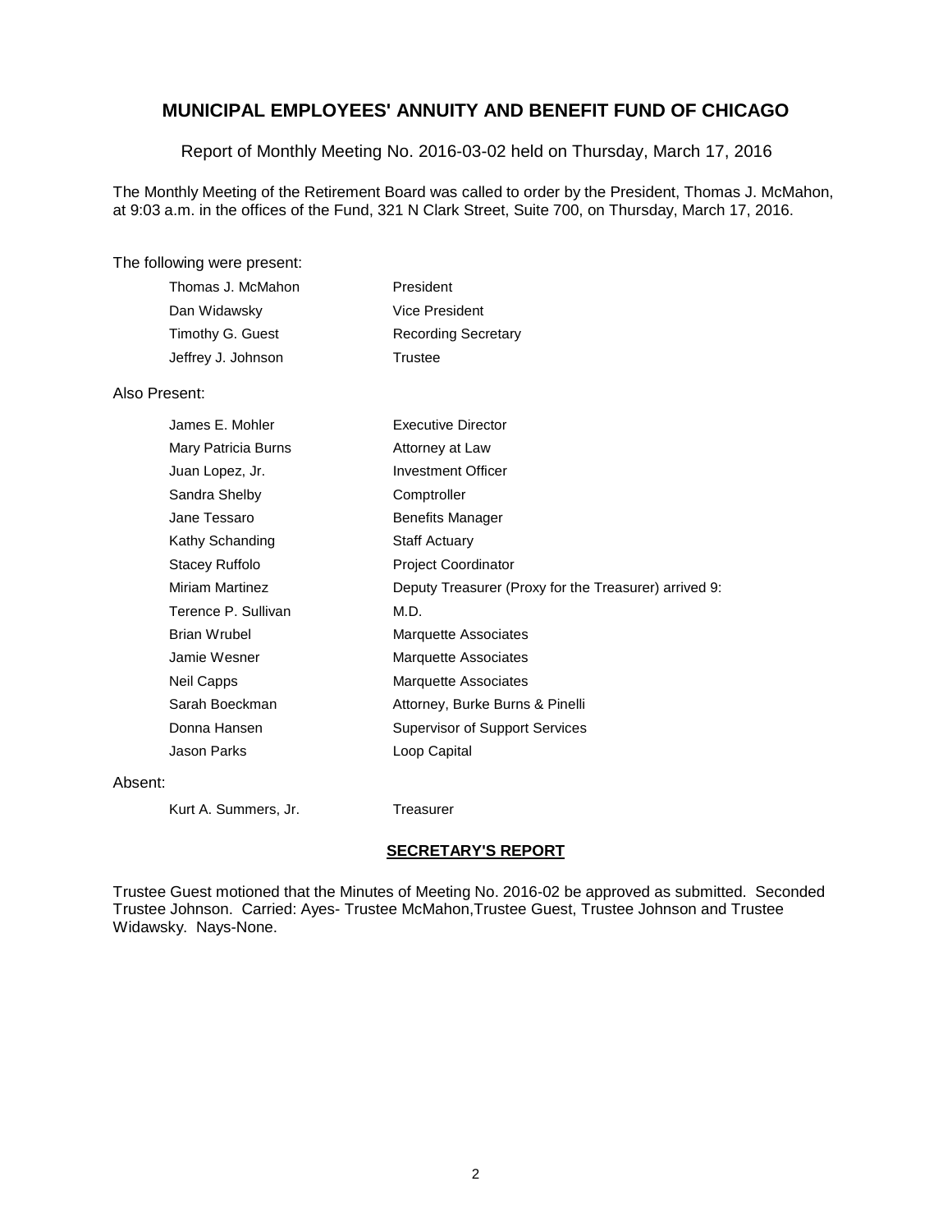## MUNICIPAL EMPLOYEES' ANNUITY AND BENEFIT FUND OF CHICAGO

Report of Monthly Meeting No. 2016-03-02 held on Thursday, March 17, 2016

The Monthly Meeting of the Retirement Board was called to order by the President, Thomas J. McMahon, at 9:03 a.m. in the offices of the Fund, 321 N Clark Street, Suite 700, on Thursday, March 17, 2016.

The following were present:

| | |
|---|---|
| Thomas J. McMahon | President |
| Dan Widawsky | Vice President |
| Timothy G. Guest | Recording Secretary |
| Jeffrey J. Johnson | Trustee |

Also Present:

| | |
|---|---|
| James E. Mohler | Executive Director |
| Mary Patricia Burns | Attorney at Law |
| Juan Lopez, Jr. | Investment Officer |
| Sandra Shelby | Comptroller |
| Jane Tessaro | Benefits Manager |
| Kathy Schanding | Staff Actuary |
| Stacey Ruffolo | Project Coordinator |
| Miriam Martinez | Deputy Treasurer (Proxy for the Treasurer) arrived 9: |
| Terence P. Sullivan | M.D. |
| Brian Wrubel | Marquette Associates |
| Jamie Wesner | Marquette Associates |
| Neil Capps | Marquette Associates |
| Sarah Boeckman | Attorney, Burke Burns & Pinelli |
| Donna Hansen | Supervisor of Support Services |
| Jason Parks | Loop Capital |

Absent:

| | |
|---|---|
| Kurt A. Summers, Jr. | Treasurer |

### SECRETARY'S REPORT

Trustee Guest motioned that the Minutes of Meeting No. 2016-02 be approved as submitted. Seconded Trustee Johnson. Carried: Ayes- Trustee McMahon,Trustee Guest, Trustee Johnson and Trustee Widawsky. Nays-None.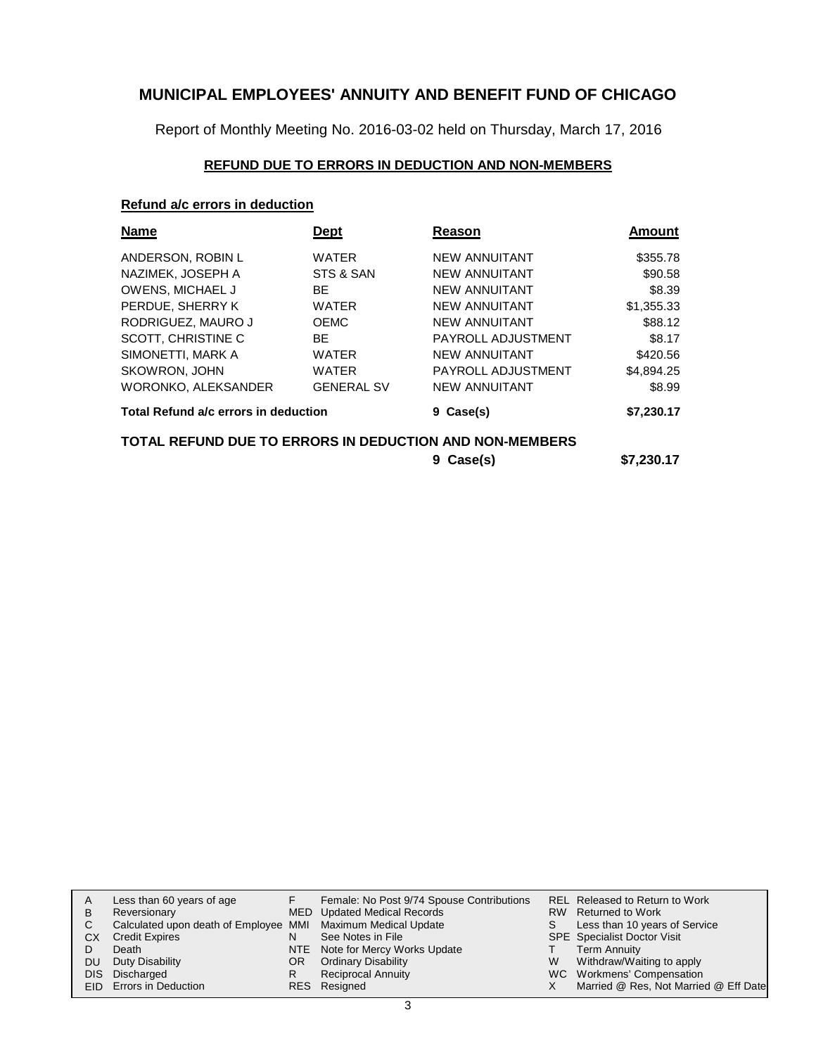# MUNICIPAL EMPLOYEES' ANNUITY AND BENEFIT FUND OF CHICAGO

Report of Monthly Meeting No. 2016-03-02 held on Thursday, March 17, 2016

## REFUND DUE TO ERRORS IN DEDUCTION AND NON-MEMBERS

### Refund a/c errors in deduction

| Name | Dept | Reason | Amount |
|---|---|---|---|
| ANDERSON, ROBIN L | WATER | NEW ANNUITANT | $355.78 |
| NAZIMEK, JOSEPH A | STS & SAN | NEW ANNUITANT | $90.58 |
| OWENS, MICHAEL J | BE | NEW ANNUITANT | $8.39 |
| PERDUE, SHERRY K | WATER | NEW ANNUITANT | $1,355.33 |
| RODRIGUEZ, MAURO J | OEMC | NEW ANNUITANT | $88.12 |
| SCOTT, CHRISTINE C | BE | PAYROLL ADJUSTMENT | $8.17 |
| SIMONETTI, MARK A | WATER | NEW ANNUITANT | $420.56 |
| SKOWRON, JOHN | WATER | PAYROLL ADJUSTMENT | $4,894.25 |
| WORONKO, ALEKSANDER | GENERAL SV | NEW ANNUITANT | $8.99 |
| **Total Refund a/c errors in deduction** | | **9 Case(s)** | **$7,230.17** |

**TOTAL REFUND DUE TO ERRORS IN DEDUCTION AND NON-MEMBERS** **9 Case(s)** **$7,230.17**

| | | | | | |
|---|---|---|---|---|---|
| A | Less than 60 years of age | F | Female: No Post 9/74 Spouse Contributions | REL | Released to Return to Work |
| B | Reversionary | MED | Updated Medical Records | RW | Returned to Work |
| C | Calculated upon death of Employee | MMI | Maximum Medical Update | S | Less than 10 years of Service |
| CX | Credit Expires | N | See Notes in File | SPE | Specialist Doctor Visit |
| D | Death | NTE | Note for Mercy Works Update | T | Term Annuity |
| DU | Duty Disability | OR | Ordinary Disability | W | Withdraw/Waiting to apply |
| DIS | Discharged | R | Reciprocal Annuity | WC | Workmens' Compensation |
| EID | Errors in Deduction | RES | Resigned | X | Married @ Res, Not Married @ Eff Date |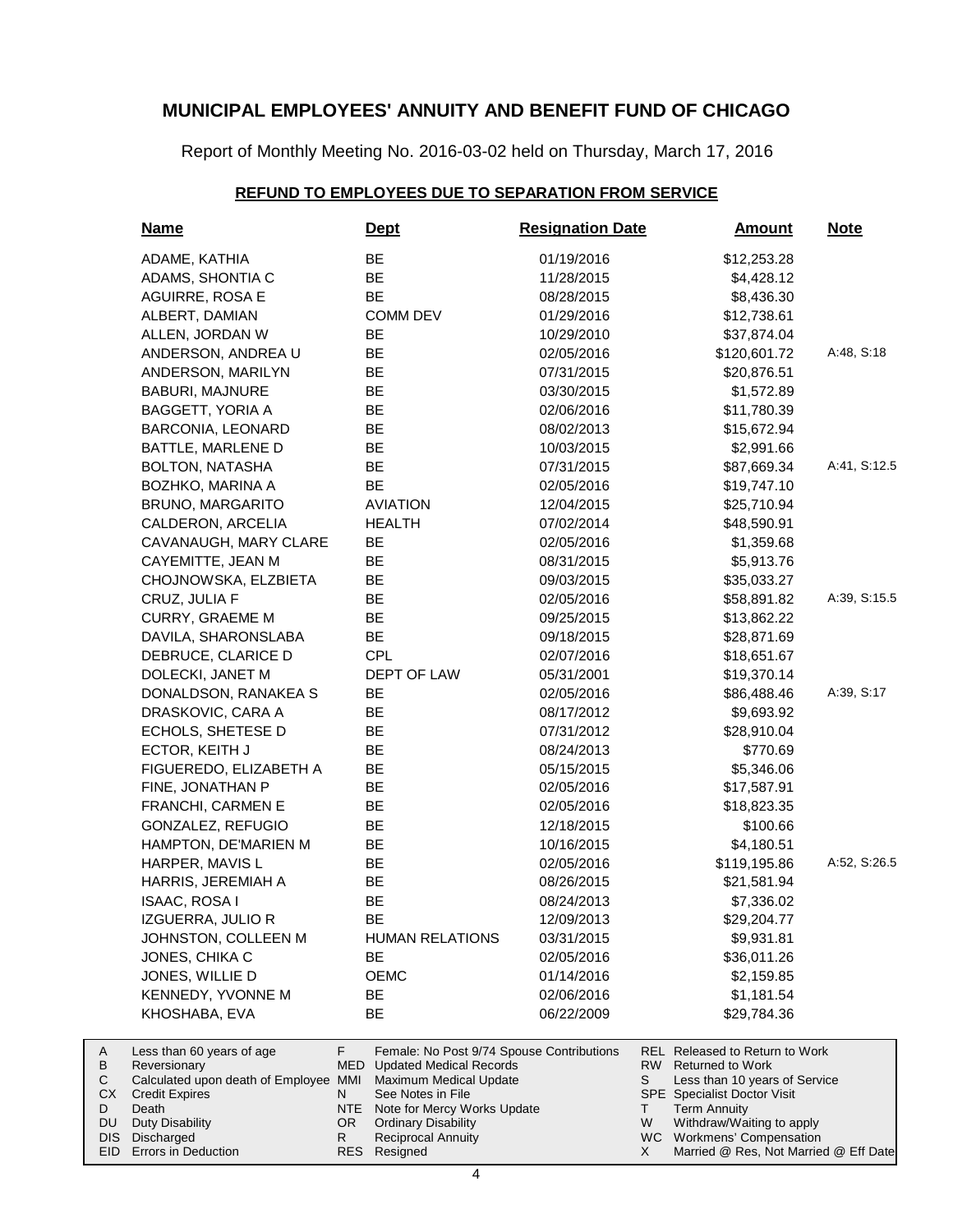# MUNICIPAL EMPLOYEES' ANNUITY AND BENEFIT FUND OF CHICAGO

Report of Monthly Meeting No. 2016-03-02 held on Thursday, March 17, 2016

## REFUND TO EMPLOYEES DUE TO SEPARATION FROM SERVICE

| Name | Dept | Resignation Date | Amount | Note |
|---|---|---|---|---|
| ADAME, KATHIA | BE | 01/19/2016 | $12,253.28 | |
| ADAMS, SHONTIA C | BE | 11/28/2015 | $4,428.12 | |
| AGUIRRE, ROSA E | BE | 08/28/2015 | $8,436.30 | |
| ALBERT, DAMIAN | COMM DEV | 01/29/2016 | $12,738.61 | |
| ALLEN, JORDAN W | BE | 10/29/2010 | $37,874.04 | |
| ANDERSON, ANDREA U | BE | 02/05/2016 | $120,601.72 | A:48, S:18 |
| ANDERSON, MARILYN | BE | 07/31/2015 | $20,876.51 | |
| BABURI, MAJNURE | BE | 03/30/2015 | $1,572.89 | |
| BAGGETT, YORIA A | BE | 02/06/2016 | $11,780.39 | |
| BARCONIA, LEONARD | BE | 08/02/2013 | $15,672.94 | |
| BATTLE, MARLENE D | BE | 10/03/2015 | $2,991.66 | |
| BOLTON, NATASHA | BE | 07/31/2015 | $87,669.34 | A:41, S:12.5 |
| BOZHKO, MARINA A | BE | 02/05/2016 | $19,747.10 | |
| BRUNO, MARGARITO | AVIATION | 12/04/2015 | $25,710.94 | |
| CALDERON, ARCELIA | HEALTH | 07/02/2014 | $48,590.91 | |
| CAVANAUGH, MARY CLARE | BE | 02/05/2016 | $1,359.68 | |
| CAYEMITTE, JEAN M | BE | 08/31/2015 | $5,913.76 | |
| CHOJNOWSKA, ELZBIETA | BE | 09/03/2015 | $35,033.27 | |
| CRUZ, JULIA F | BE | 02/05/2016 | $58,891.82 | A:39, S:15.5 |
| CURRY, GRAEME M | BE | 09/25/2015 | $13,862.22 | |
| DAVILA, SHARONSLABA | BE | 09/18/2015 | $28,871.69 | |
| DEBRUCE, CLARICE D | CPL | 02/07/2016 | $18,651.67 | |
| DOLECKI, JANET M | DEPT OF LAW | 05/31/2001 | $19,370.14 | |
| DONALDSON, RANAKEA S | BE | 02/05/2016 | $86,488.46 | A:39, S:17 |
| DRASKOVIC, CARA A | BE | 08/17/2012 | $9,693.92 | |
| ECHOLS, SHETESE D | BE | 07/31/2012 | $28,910.04 | |
| ECTOR, KEITH J | BE | 08/24/2013 | $770.69 | |
| FIGUEREDO, ELIZABETH A | BE | 05/15/2015 | $5,346.06 | |
| FINE, JONATHAN P | BE | 02/05/2016 | $17,587.91 | |
| FRANCHI, CARMEN E | BE | 02/05/2016 | $18,823.35 | |
| GONZALEZ, REFUGIO | BE | 12/18/2015 | $100.66 | |
| HAMPTON, DE'MARIEN M | BE | 10/16/2015 | $4,180.51 | |
| HARPER, MAVIS L | BE | 02/05/2016 | $119,195.86 | A:52, S:26.5 |
| HARRIS, JEREMIAH A | BE | 08/26/2015 | $21,581.94 | |
| ISAAC, ROSA I | BE | 08/24/2013 | $7,336.02 | |
| IZGUERRA, JULIO R | BE | 12/09/2013 | $29,204.77 | |
| JOHNSTON, COLLEEN M | HUMAN RELATIONS | 03/31/2015 | $9,931.81 | |
| JONES, CHIKA C | BE | 02/05/2016 | $36,011.26 | |
| JONES, WILLIE D | OEMC | 01/14/2016 | $2,159.85 | |
| KENNEDY, YVONNE M | BE | 02/06/2016 | $1,181.54 | |
| KHOSHABA, EVA | BE | 06/22/2009 | $29,784.36 | |

| | | | | | |
|---|---|---|---|---|---|
| A | Less than 60 years of age | F | Female: No Post 9/74 Spouse Contributions | REL | Released to Return to Work |
| B | Reversionary | MED | Updated Medical Records | RW | Returned to Work |
| C | Calculated upon death of Employee | MMI | Maximum Medical Update | S | Less than 10 years of Service |
| CX | Credit Expires | N | See Notes in File | SPE | Specialist Doctor Visit |
| D | Death | NTE | Note for Mercy Works Update | T | Term Annuity |
| DU | Duty Disability | OR | Ordinary Disability | W | Withdraw/Waiting to apply |
| DIS | Discharged | R | Reciprocal Annuity | WC | Workmens' Compensation |
| EID | Errors in Deduction | RES | Resigned | X | Married @ Res, Not Married @ Eff Date |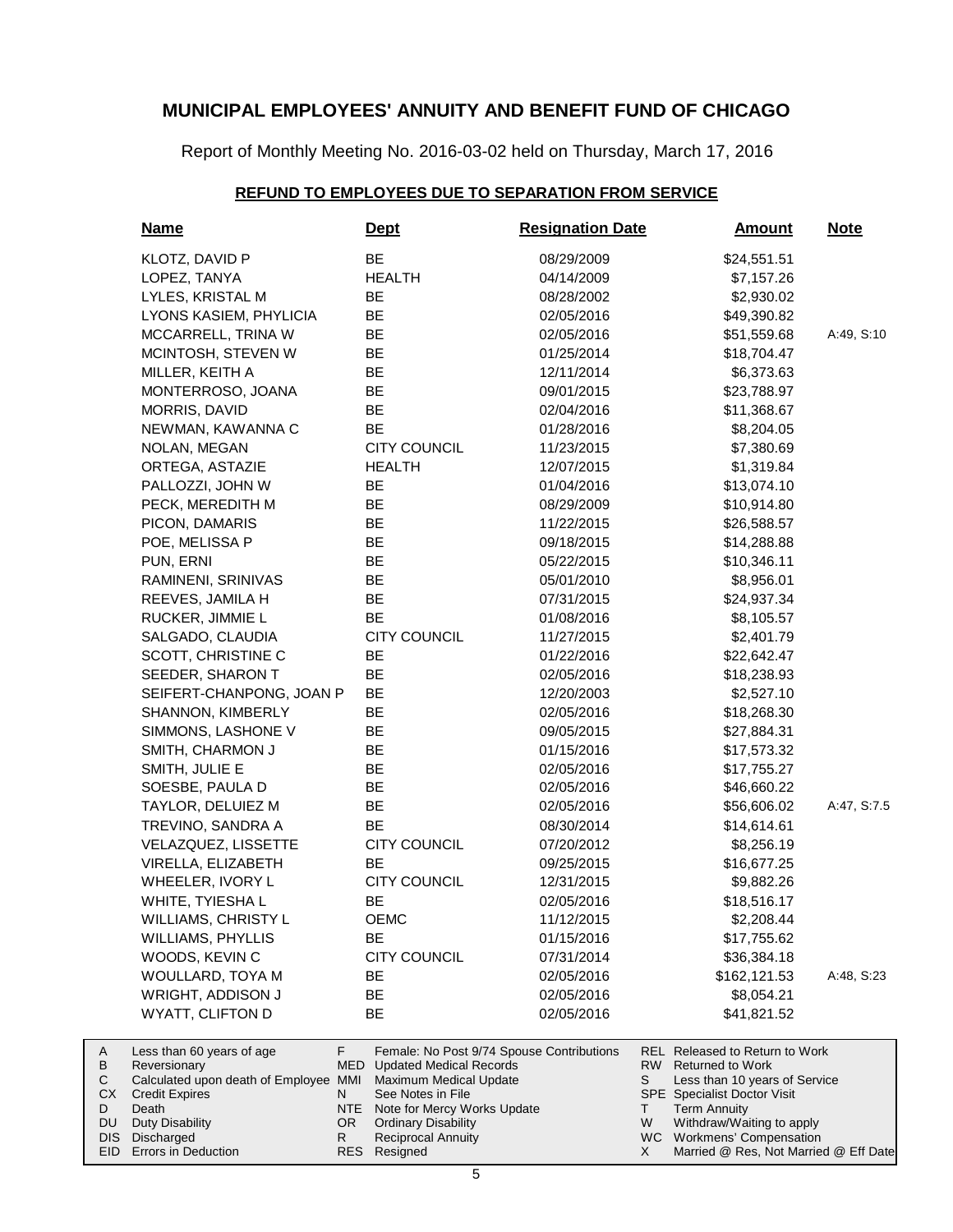# MUNICIPAL EMPLOYEES' ANNUITY AND BENEFIT FUND OF CHICAGO

Report of Monthly Meeting No. 2016-03-02 held on Thursday, March 17, 2016

## REFUND TO EMPLOYEES DUE TO SEPARATION FROM SERVICE

| Name | Dept | Resignation Date | Amount | Note |
|---|---|---|---|---|
| KLOTZ, DAVID P | BE | 08/29/2009 | $24,551.51 | |
| LOPEZ, TANYA | HEALTH | 04/14/2009 | $7,157.26 | |
| LYLES, KRISTAL M | BE | 08/28/2002 | $2,930.02 | |
| LYONS KASIEM, PHYLICIA | BE | 02/05/2016 | $49,390.82 | |
| MCCARRELL, TRINA W | BE | 02/05/2016 | $51,559.68 | A:49, S:10 |
| MCINTOSH, STEVEN W | BE | 01/25/2014 | $18,704.47 | |
| MILLER, KEITH A | BE | 12/11/2014 | $6,373.63 | |
| MONTERROSO, JOANA | BE | 09/01/2015 | $23,788.97 | |
| MORRIS, DAVID | BE | 02/04/2016 | $11,368.67 | |
| NEWMAN, KAWANNA C | BE | 01/28/2016 | $8,204.05 | |
| NOLAN, MEGAN | CITY COUNCIL | 11/23/2015 | $7,380.69 | |
| ORTEGA, ASTAZIE | HEALTH | 12/07/2015 | $1,319.84 | |
| PALLOZZI, JOHN W | BE | 01/04/2016 | $13,074.10 | |
| PECK, MEREDITH M | BE | 08/29/2009 | $10,914.80 | |
| PICON, DAMARIS | BE | 11/22/2015 | $26,588.57 | |
| POE, MELISSA P | BE | 09/18/2015 | $14,288.88 | |
| PUN, ERNI | BE | 05/22/2015 | $10,346.11 | |
| RAMINENI, SRINIVAS | BE | 05/01/2010 | $8,956.01 | |
| REEVES, JAMILA H | BE | 07/31/2015 | $24,937.34 | |
| RUCKER, JIMMIE L | BE | 01/08/2016 | $8,105.57 | |
| SALGADO, CLAUDIA | CITY COUNCIL | 11/27/2015 | $2,401.79 | |
| SCOTT, CHRISTINE C | BE | 01/22/2016 | $22,642.47 | |
| SEEDER, SHARON T | BE | 02/05/2016 | $18,238.93 | |
| SEIFERT-CHANPONG, JOAN P | BE | 12/20/2003 | $2,527.10 | |
| SHANNON, KIMBERLY | BE | 02/05/2016 | $18,268.30 | |
| SIMMONS, LASHONE V | BE | 09/05/2015 | $27,884.31 | |
| SMITH, CHARMON J | BE | 01/15/2016 | $17,573.32 | |
| SMITH, JULIE E | BE | 02/05/2016 | $17,755.27 | |
| SOESBE, PAULA D | BE | 02/05/2016 | $46,660.22 | |
| TAYLOR, DELUIEZ M | BE | 02/05/2016 | $56,606.02 | A:47, S:7.5 |
| TREVINO, SANDRA A | BE | 08/30/2014 | $14,614.61 | |
| VELAZQUEZ, LISSETTE | CITY COUNCIL | 07/20/2012 | $8,256.19 | |
| VIRELLA, ELIZABETH | BE | 09/25/2015 | $16,677.25 | |
| WHEELER, IVORY L | CITY COUNCIL | 12/31/2015 | $9,882.26 | |
| WHITE, TYIESHA L | BE | 02/05/2016 | $18,516.17 | |
| WILLIAMS, CHRISTY L | OEMC | 11/12/2015 | $2,208.44 | |
| WILLIAMS, PHYLLIS | BE | 01/15/2016 | $17,755.62 | |
| WOODS, KEVIN C | CITY COUNCIL | 07/31/2014 | $36,384.18 | |
| WOULLARD, TOYA M | BE | 02/05/2016 | $162,121.53 | A:48, S:23 |
| WRIGHT, ADDISON J | BE | 02/05/2016 | $8,054.21 | |
| WYATT, CLIFTON D | BE | 02/05/2016 | $41,821.52 | |

| Code | Description | Code | Description | Code | Description |
|---|---|---|---|---|---|
| A | Less than 60 years of age | F | Female: No Post 9/74 Spouse Contributions | REL | Released to Return to Work |
| B | Reversionary | MED | Updated Medical Records | RW | Returned to Work |
| C | Calculated upon death of Employee | MMI | Maximum Medical Update | S | Less than 10 years of Service |
| CX | Credit Expires | N | See Notes in File | SPE | Specialist Doctor Visit |
| D | Death | NTE | Note for Mercy Works Update | T | Term Annuity |
| DU | Duty Disability | OR | Ordinary Disability | W | Withdraw/Waiting to apply |
| DIS | Discharged | R | Reciprocal Annuity | WC | Workmens' Compensation |
| EID | Errors in Deduction | RES | Resigned | X | Married @ Res, Not Married @ Eff Date |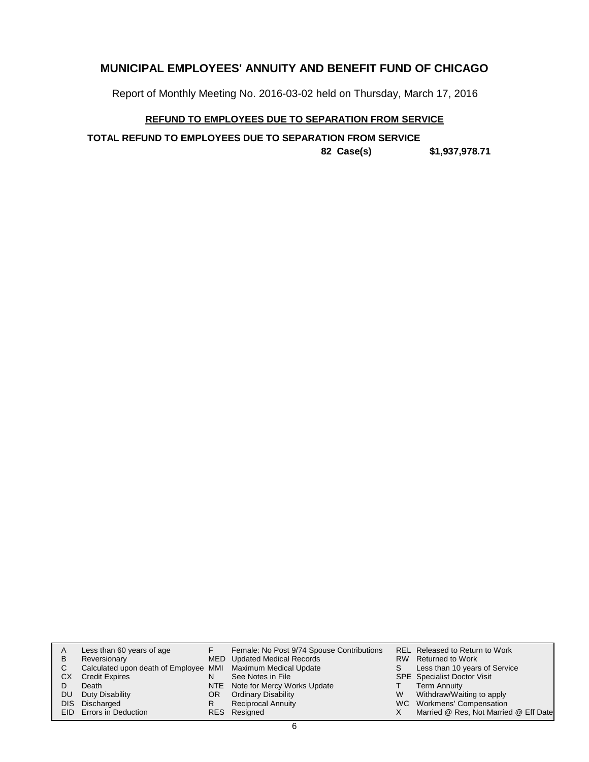# MUNICIPAL EMPLOYEES' ANNUITY AND BENEFIT FUND OF CHICAGO

Report of Monthly Meeting No. 2016-03-02 held on Thursday, March 17, 2016

**REFUND TO EMPLOYEES DUE TO SEPARATION FROM SERVICE**

**TOTAL REFUND TO EMPLOYEES DUE TO SEPARATION FROM SERVICE**

**82 Case(s) $1,937,978.71**

| | | | | | |
|---|---|---|---|---|---|
| A | Less than 60 years of age | F | Female: No Post 9/74 Spouse Contributions | REL | Released to Return to Work |
| B | Reversionary | MED | Updated Medical Records | RW | Returned to Work |
| C | Calculated upon death of Employee | MMI | Maximum Medical Update | S | Less than 10 years of Service |
| CX | Credit Expires | N | See Notes in File | SPE | Specialist Doctor Visit |
| D | Death | NTE | Note for Mercy Works Update | T | Term Annuity |
| DU | Duty Disability | OR | Ordinary Disability | W | Withdraw/Waiting to apply |
| DIS | Discharged | R | Reciprocal Annuity | WC | Workmens' Compensation |
| EID | Errors in Deduction | RES | Resigned | X | Married @ Res, Not Married @ Eff Date |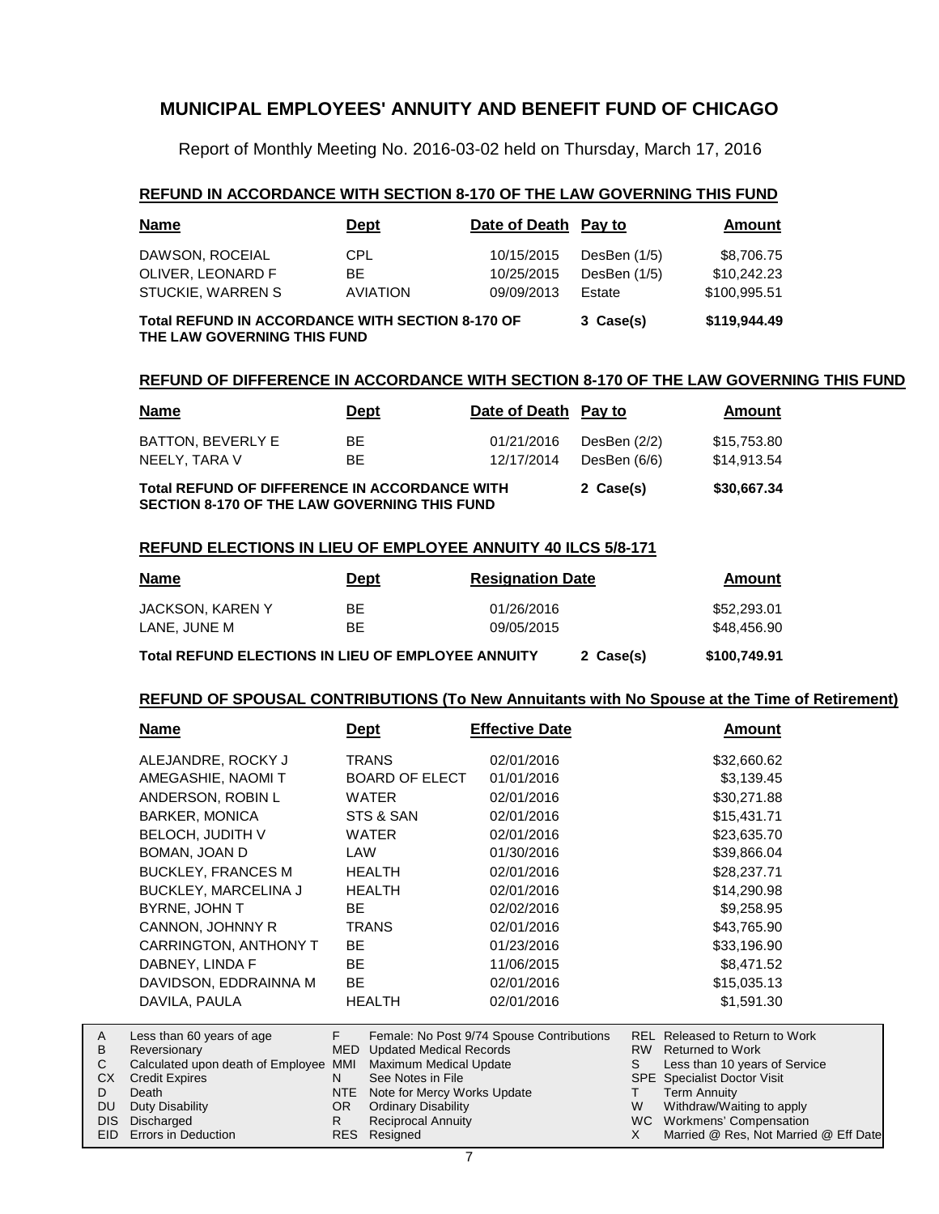# MUNICIPAL EMPLOYEES' ANNUITY AND BENEFIT FUND OF CHICAGO

Report of Monthly Meeting No. 2016-03-02 held on Thursday, March 17, 2016

## REFUND IN ACCORDANCE WITH SECTION 8-170 OF THE LAW GOVERNING THIS FUND

| Name | Dept | Date of Death | Pay to | Amount |
|---|---|---|---|---|
| DAWSON, ROCEIAL | CPL | 10/15/2015 | DesBen (1/5) | $8,706.75 |
| OLIVER, LEONARD F | BE | 10/25/2015 | DesBen (1/5) | $10,242.23 |
| STUCKIE, WARREN S | AVIATION | 09/09/2013 | Estate | $100,995.51 |
| **Total REFUND IN ACCORDANCE WITH SECTION 8-170 OF THE LAW GOVERNING THIS FUND** | | | **3 Case(s)** | **$119,944.49** |

## REFUND OF DIFFERENCE IN ACCORDANCE WITH SECTION 8-170 OF THE LAW GOVERNING THIS FUND

| Name | Dept | Date of Death | Pay to | Amount |
|---|---|---|---|---|
| BATTON, BEVERLY E | BE | 01/21/2016 | DesBen (2/2) | $15,753.80 |
| NEELY, TARA V | BE | 12/17/2014 | DesBen (6/6) | $14,913.54 |
| **Total REFUND OF DIFFERENCE IN ACCORDANCE WITH SECTION 8-170 OF THE LAW GOVERNING THIS FUND** | | | **2 Case(s)** | **$30,667.34** |

## REFUND ELECTIONS IN LIEU OF EMPLOYEE ANNUITY 40 ILCS 5/8-171

| Name | Dept | Resignation Date | | Amount |
|---|---|---|---|---|
| JACKSON, KAREN Y | BE | 01/26/2016 | | $52,293.01 |
| LANE, JUNE M | BE | 09/05/2015 | | $48,456.90 |
| **Total REFUND ELECTIONS IN LIEU OF EMPLOYEE ANNUITY** | | | **2 Case(s)** | **$100,749.91** |

## REFUND OF SPOUSAL CONTRIBUTIONS (To New Annuitants with No Spouse at the Time of Retirement)

| Name | Dept | Effective Date | Amount |
|---|---|---|---|
| ALEJANDRE, ROCKY J | TRANS | 02/01/2016 | $32,660.62 |
| AMEGASHIE, NAOMI T | BOARD OF ELECT | 01/01/2016 | $3,139.45 |
| ANDERSON, ROBIN L | WATER | 02/01/2016 | $30,271.88 |
| BARKER, MONICA | STS & SAN | 02/01/2016 | $15,431.71 |
| BELOCH, JUDITH V | WATER | 02/01/2016 | $23,635.70 |
| BOMAN, JOAN D | LAW | 01/30/2016 | $39,866.04 |
| BUCKLEY, FRANCES M | HEALTH | 02/01/2016 | $28,237.71 |
| BUCKLEY, MARCELINA J | HEALTH | 02/01/2016 | $14,290.98 |
| BYRNE, JOHN T | BE | 02/02/2016 | $9,258.95 |
| CANNON, JOHNNY R | TRANS | 02/01/2016 | $43,765.90 |
| CARRINGTON, ANTHONY T | BE | 01/23/2016 | $33,196.90 |
| DABNEY, LINDA F | BE | 11/06/2015 | $8,471.52 |
| DAVIDSON, EDDRAINNA M | BE | 02/01/2016 | $15,035.13 |
| DAVILA, PAULA | HEALTH | 02/01/2016 | $1,591.30 |

| | | | | | |
|---|---|---|---|---|---|
| A | Less than 60 years of age | F | Female: No Post 9/74 Spouse Contributions | REL | Released to Return to Work |
| B | Reversionary | MED | Updated Medical Records | RW | Returned to Work |
| C | Calculated upon death of Employee | MMI | Maximum Medical Update | S | Less than 10 years of Service |
| CX | Credit Expires | N | See Notes in File | SPE | Specialist Doctor Visit |
| D | Death | NTE | Note for Mercy Works Update | T | Term Annuity |
| DU | Duty Disability | OR | Ordinary Disability | W | Withdraw/Waiting to apply |
| DIS | Discharged | R | Reciprocal Annuity | WC | Workmens' Compensation |
| EID | Errors in Deduction | RES | Resigned | X | Married @ Res, Not Married @ Eff Date |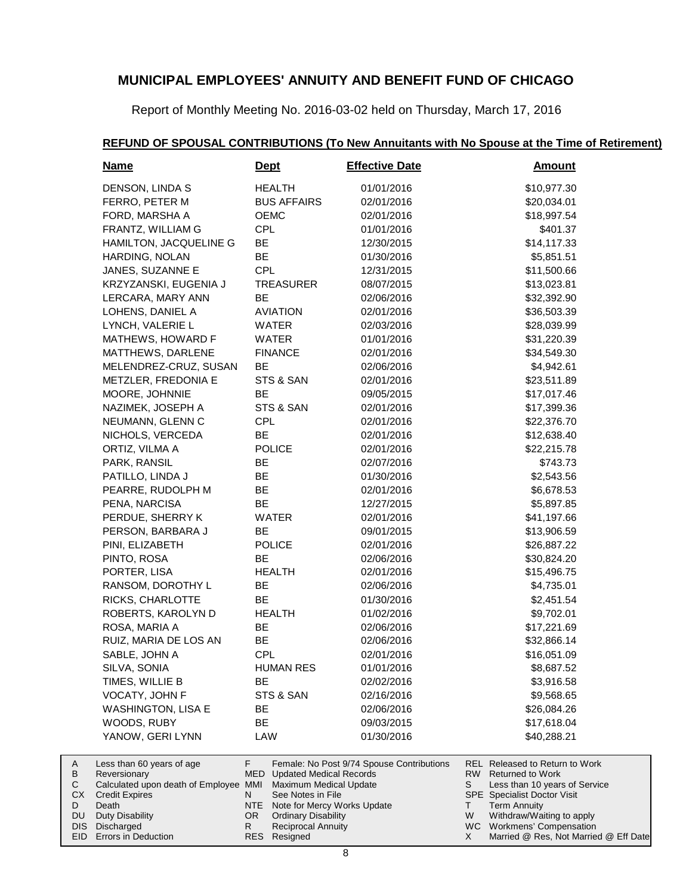# MUNICIPAL EMPLOYEES' ANNUITY AND BENEFIT FUND OF CHICAGO

Report of Monthly Meeting No. 2016-03-02 held on Thursday, March 17, 2016

## REFUND OF SPOUSAL CONTRIBUTIONS (To New Annuitants with No Spouse at the Time of Retirement)

| Name | Dept | Effective Date | Amount |
|---|---|---|---|
| DENSON, LINDA S | HEALTH | 01/01/2016 | $10,977.30 |
| FERRO, PETER M | BUS AFFAIRS | 02/01/2016 | $20,034.01 |
| FORD, MARSHA A | OEMC | 02/01/2016 | $18,997.54 |
| FRANTZ, WILLIAM G | CPL | 01/01/2016 | $401.37 |
| HAMILTON, JACQUELINE G | BE | 12/30/2015 | $14,117.33 |
| HARDING, NOLAN | BE | 01/30/2016 | $5,851.51 |
| JANES, SUZANNE E | CPL | 12/31/2015 | $11,500.66 |
| KRZYZANSKI, EUGENIA J | TREASURER | 08/07/2015 | $13,023.81 |
| LERCARA, MARY ANN | BE | 02/06/2016 | $32,392.90 |
| LOHENS, DANIEL A | AVIATION | 02/01/2016 | $36,503.39 |
| LYNCH, VALERIE L | WATER | 02/03/2016 | $28,039.99 |
| MATHEWS, HOWARD F | WATER | 01/01/2016 | $31,220.39 |
| MATTHEWS, DARLENE | FINANCE | 02/01/2016 | $34,549.30 |
| MELENDREZ-CRUZ, SUSAN | BE | 02/06/2016 | $4,942.61 |
| METZLER, FREDONIA E | STS & SAN | 02/01/2016 | $23,511.89 |
| MOORE, JOHNNIE | BE | 09/05/2015 | $17,017.46 |
| NAZIMEK, JOSEPH A | STS & SAN | 02/01/2016 | $17,399.36 |
| NEUMANN, GLENN C | CPL | 02/01/2016 | $22,376.70 |
| NICHOLS, VERCEDA | BE | 02/01/2016 | $12,638.40 |
| ORTIZ, VILMA A | POLICE | 02/01/2016 | $22,215.78 |
| PARK, RANSIL | BE | 02/07/2016 | $743.73 |
| PATILLO, LINDA J | BE | 01/30/2016 | $2,543.56 |
| PEARRE, RUDOLPH M | BE | 02/01/2016 | $6,678.53 |
| PENA, NARCISA | BE | 12/27/2015 | $5,897.85 |
| PERDUE, SHERRY K | WATER | 02/01/2016 | $41,197.66 |
| PERSON, BARBARA J | BE | 09/01/2015 | $13,906.59 |
| PINI, ELIZABETH | POLICE | 02/01/2016 | $26,887.22 |
| PINTO, ROSA | BE | 02/06/2016 | $30,824.20 |
| PORTER, LISA | HEALTH | 02/01/2016 | $15,496.75 |
| RANSOM, DOROTHY L | BE | 02/06/2016 | $4,735.01 |
| RICKS, CHARLOTTE | BE | 01/30/2016 | $2,451.54 |
| ROBERTS, KAROLYN D | HEALTH | 01/02/2016 | $9,702.01 |
| ROSA, MARIA A | BE | 02/06/2016 | $17,221.69 |
| RUIZ, MARIA DE LOS AN | BE | 02/06/2016 | $32,866.14 |
| SABLE, JOHN A | CPL | 02/01/2016 | $16,051.09 |
| SILVA, SONIA | HUMAN RES | 01/01/2016 | $8,687.52 |
| TIMES, WILLIE B | BE | 02/02/2016 | $3,916.58 |
| VOCATY, JOHN F | STS & SAN | 02/16/2016 | $9,568.65 |
| WASHINGTON, LISA E | BE | 02/06/2016 | $26,084.26 |
| WOODS, RUBY | BE | 09/03/2015 | $17,618.04 |
| YANOW, GERI LYNN | LAW | 01/30/2016 | $40,288.21 |

| | | | | | |
|---|---|---|---|---|---|
| A | Less than 60 years of age | F | Female: No Post 9/74 Spouse Contributions | REL | Released to Return to Work |
| B | Reversionary | MED | Updated Medical Records | RW | Returned to Work |
| C | Calculated upon death of Employee | MMI | Maximum Medical Update | S | Less than 10 years of Service |
| CX | Credit Expires | N | See Notes in File | SPE | Specialist Doctor Visit |
| D | Death | NTE | Note for Mercy Works Update | T | Term Annuity |
| DU | Duty Disability | OR | Ordinary Disability | W | Withdraw/Waiting to apply |
| DIS | Discharged | R | Reciprocal Annuity | WC | Workmens' Compensation |
| EID | Errors in Deduction | RES | Resigned | X | Married @ Res, Not Married @ Eff Date |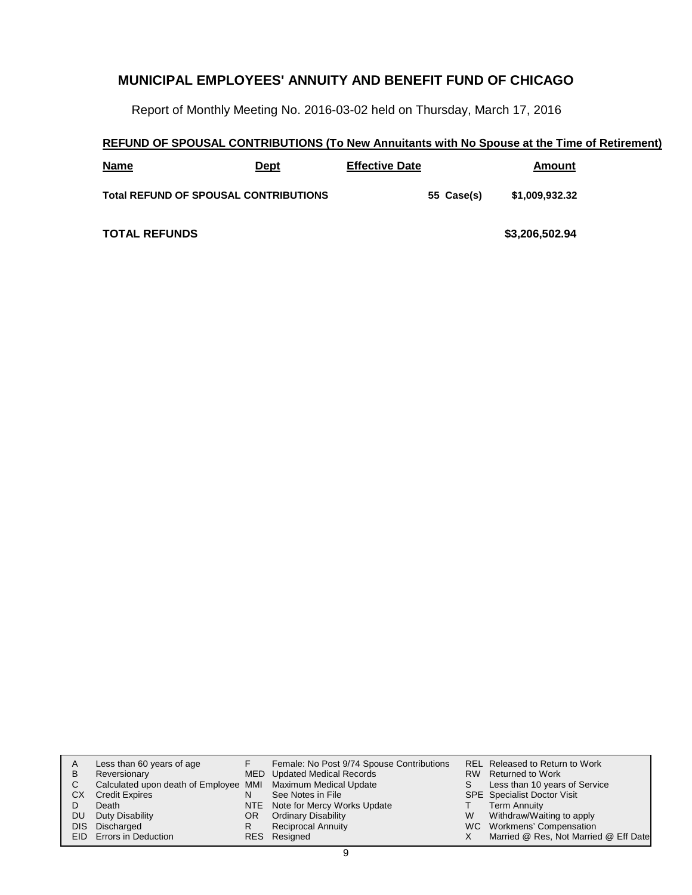# MUNICIPAL EMPLOYEES' ANNUITY AND BENEFIT FUND OF CHICAGO

Report of Monthly Meeting No. 2016-03-02 held on Thursday, March 17, 2016

## REFUND OF SPOUSAL CONTRIBUTIONS (To New Annuitants with No Spouse at the Time of Retirement)

| Name | Dept | Effective Date | | Amount |
|---|---|---|---|---|
| **Total REFUND OF SPOUSAL CONTRIBUTIONS** | | | **55 Case(s)** | **$1,009,932.32** |
| **TOTAL REFUNDS** | | | | **$3,206,502.94** |

| | | | | | |
|---|---|---|---|---|---|
| A | Less than 60 years of age | F | Female: No Post 9/74 Spouse Contributions | REL | Released to Return to Work |
| B | Reversionary | MED | Updated Medical Records | RW | Returned to Work |
| C | Calculated upon death of Employee | MMI | Maximum Medical Update | S | Less than 10 years of Service |
| CX | Credit Expires | N | See Notes in File | SPE | Specialist Doctor Visit |
| D | Death | NTE | Note for Mercy Works Update | T | Term Annuity |
| DU | Duty Disability | OR | Ordinary Disability | W | Withdraw/Waiting to apply |
| DIS | Discharged | R | Reciprocal Annuity | WC | Workmens' Compensation |
| EID | Errors in Deduction | RES | Resigned | X | Married @ Res, Not Married @ Eff Date |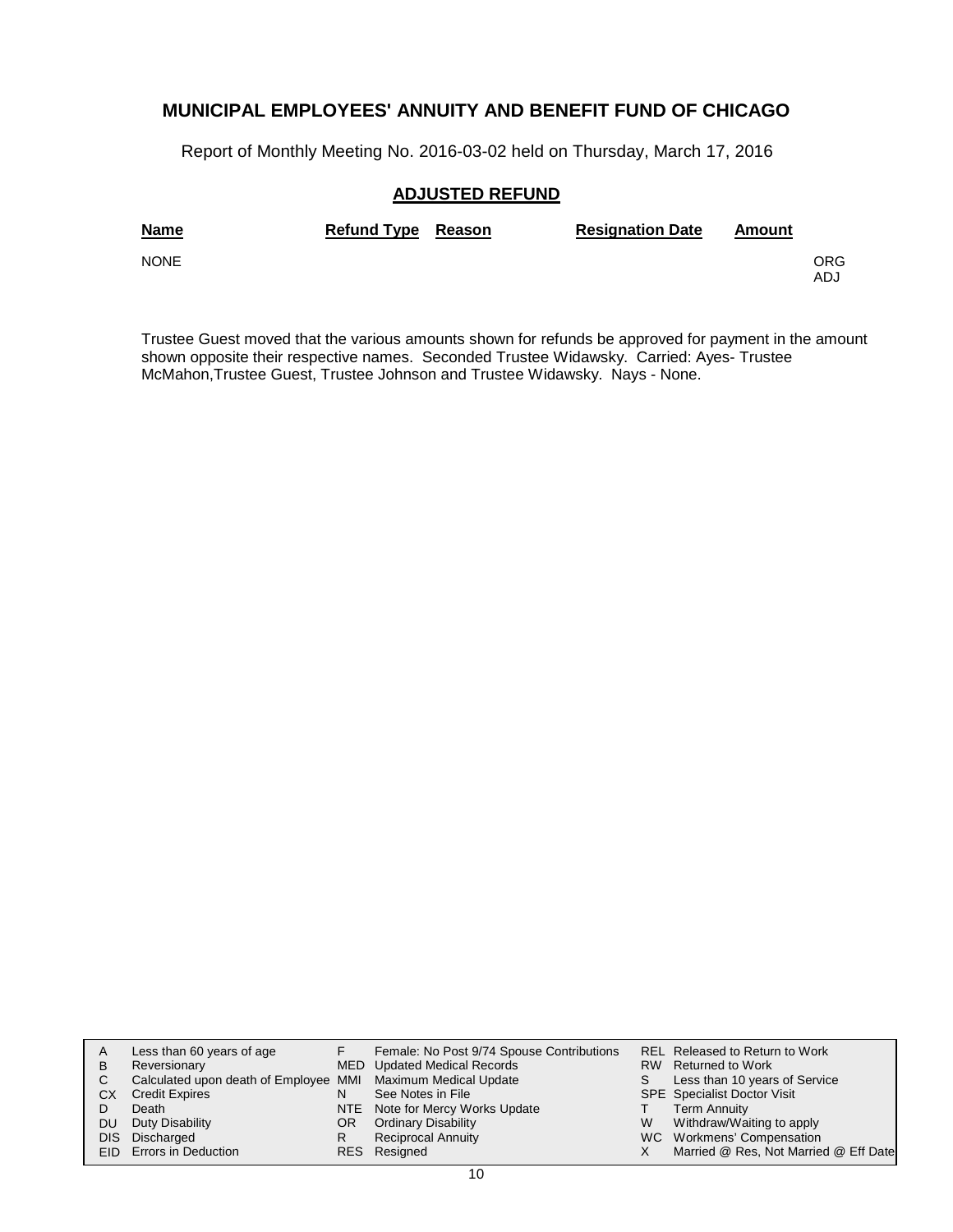# MUNICIPAL EMPLOYEES' ANNUITY AND BENEFIT FUND OF CHICAGO

Report of Monthly Meeting No. 2016-03-02 held on Thursday, March 17, 2016

## ADJUSTED REFUND

| Name | Refund Type | Reason | Resignation Date | Amount | |
|---|---|---|---|---|---|
| NONE | | | | | ORG<br>ADJ |

Trustee Guest moved that the various amounts shown for refunds be approved for payment in the amount shown opposite their respective names. Seconded Trustee Widawsky. Carried: Ayes- Trustee McMahon,Trustee Guest, Trustee Johnson and Trustee Widawsky. Nays - None.

| | | | | | |
|---|---|---|---|---|---|
| A | Less than 60 years of age | F | Female: No Post 9/74 Spouse Contributions | REL | Released to Return to Work |
| B | Reversionary | MED | Updated Medical Records | RW | Returned to Work |
| C | Calculated upon death of Employee | MMI | Maximum Medical Update | S | Less than 10 years of Service |
| CX | Credit Expires | N | See Notes in File | SPE | Specialist Doctor Visit |
| D | Death | NTE | Note for Mercy Works Update | T | Term Annuity |
| DU | Duty Disability | OR | Ordinary Disability | W | Withdraw/Waiting to apply |
| DIS | Discharged | R | Reciprocal Annuity | WC | Workmens' Compensation |
| EID | Errors in Deduction | RES | Resigned | X | Married @ Res, Not Married @ Eff Date |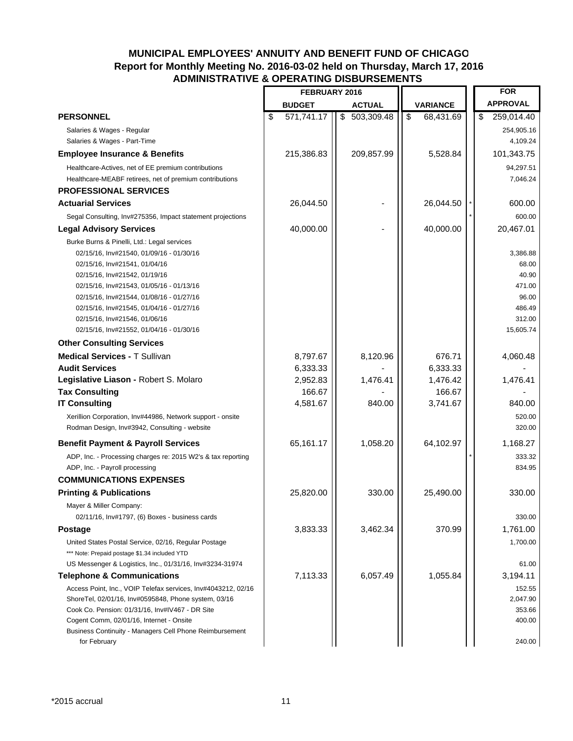# MUNICIPAL EMPLOYEES' ANNUITY AND BENEFIT FUND OF CHICAGO
## Report for Monthly Meeting No. 2016-03-02 held on Thursday, March 17, 2016
## ADMINISTRATIVE & OPERATING DISBURSEMENTS

| | FEBRUARY 2016 | | | | FOR |
|---|---|---|---|---|---|
| | BUDGET | ACTUAL | VARIANCE | | APPROVAL |
| **PERSONNEL** | $ 571,741.17 | $ 503,309.48 | $ 68,431.69 | | $ 259,014.40 |
| Salaries & Wages - Regular | | | | | 254,905.16 |
| Salaries & Wages - Part-Time | | | | | 4,109.24 |
| **Employee Insurance & Benefits** | 215,386.83 | 209,857.99 | 5,528.84 | | 101,343.75 |
| Healthcare-Actives, net of EE premium contributions | | | | | 94,297.51 |
| Healthcare-MEABF retirees, net of premium contributions | | | | | 7,046.24 |
| **PROFESSIONAL SERVICES** | | | | | |
| **Actuarial Services** | 26,044.50 | - | 26,044.50 | * | 600.00 |
| Segal Consulting, Inv#275356, Impact statement projections | | | | * | 600.00 |
| **Legal Advisory Services** | 40,000.00 | - | 40,000.00 | | 20,467.01 |
| Burke Burns & Pinelli, Ltd.: Legal services | | | | | |
| 02/15/16, Inv#21540, 01/09/16 - 01/30/16 | | | | | 3,386.88 |
| 02/15/16, Inv#21541, 01/04/16 | | | | | 68.00 |
| 02/15/16, Inv#21542, 01/19/16 | | | | | 40.90 |
| 02/15/16, Inv#21543, 01/05/16 - 01/13/16 | | | | | 471.00 |
| 02/15/16, Inv#21544, 01/08/16 - 01/27/16 | | | | | 96.00 |
| 02/15/16, Inv#21545, 01/04/16 - 01/27/16 | | | | | 486.49 |
| 02/15/16, Inv#21546, 01/06/16 | | | | | 312.00 |
| 02/15/16, Inv#21552, 01/04/16 - 01/30/16 | | | | | 15,605.74 |
| **Other Consulting Services** | | | | | |
| **Medical Services -** T Sullivan | 8,797.67 | 8,120.96 | 676.71 | | 4,060.48 |
| **Audit Services** | 6,333.33 | - | 6,333.33 | | - |
| **Legislative Liason -** Robert S. Molaro | 2,952.83 | 1,476.41 | 1,476.42 | | 1,476.41 |
| **Tax Consulting** | 166.67 | - | 166.67 | | - |
| **IT Consulting** | 4,581.67 | 840.00 | 3,741.67 | | 840.00 |
| Xerillion Corporation, Inv#44986, Network support - onsite | | | | | 520.00 |
| Rodman Design, Inv#3942, Consulting - website | | | | | 320.00 |
| **Benefit Payment & Payroll Services** | 65,161.17 | 1,058.20 | 64,102.97 | | 1,168.27 |
| ADP, Inc. - Processing charges re: 2015 W2's & tax reporting | | | | * | 333.32 |
| ADP, Inc. - Payroll processing | | | | | 834.95 |
| **COMMUNICATIONS EXPENSES** | | | | | |
| **Printing & Publications** | 25,820.00 | 330.00 | 25,490.00 | | 330.00 |
| Mayer & Miller Company: | | | | | |
| 02/11/16, Inv#1797, (6) Boxes - business cards | | | | | 330.00 |
| **Postage** | 3,833.33 | 3,462.34 | 370.99 | | 1,761.00 |
| United States Postal Service, 02/16, Regular Postage | | | | | 1,700.00 |
| *** Note: Prepaid postage $1.34 included YTD | | | | | |
| US Messenger & Logistics, Inc., 01/31/16, Inv#3234-31974 | | | | | 61.00 |
| **Telephone & Communications** | 7,113.33 | 6,057.49 | 1,055.84 | | 3,194.11 |
| Access Point, Inc., VOIP Telefax services, Inv#4043212, 02/16 | | | | | 152.55 |
| ShoreTel, 02/01/16, Inv#0595848, Phone system, 03/16 | | | | | 2,047.90 |
| Cook Co. Pension: 01/31/16, Inv#IV467 - DR Site | | | | | 353.66 |
| Cogent Comm, 02/01/16, Internet - Onsite | | | | | 400.00 |
| Business Continuity - Managers Cell Phone Reimbursement for February | | | | | 240.00 |

*2015 accrual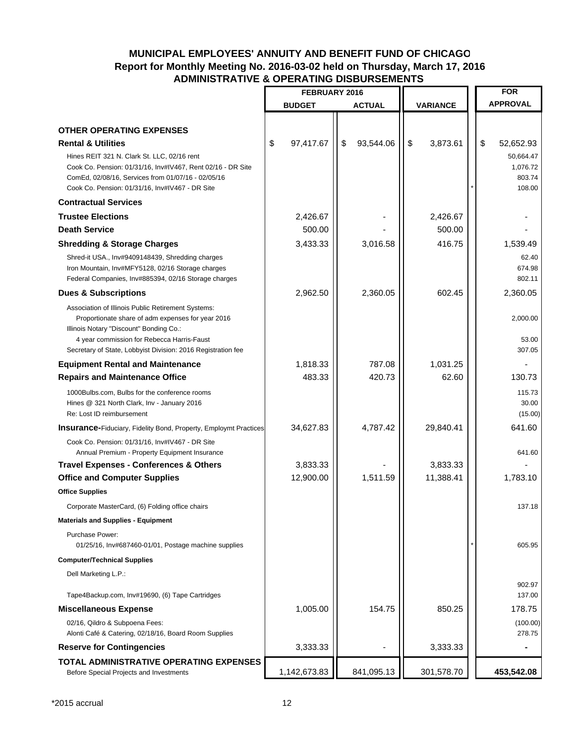# MUNICIPAL EMPLOYEES' ANNUITY AND BENEFIT FUND OF CHICAGO

## Report for Monthly Meeting No. 2016-03-02 held on Thursday, March 17, 2016

## ADMINISTRATIVE & OPERATING DISBURSEMENTS

| | FEBRUARY 2016 BUDGET | FEBRUARY 2016 ACTUAL | VARIANCE | | FOR APPROVAL |
|---|---|---|---|---|---|
| **OTHER OPERATING EXPENSES** | | | | | |
| **Rental & Utilities** | $ 97,417.67 | $ 93,544.06 | $ 3,873.61 | | $ 52,652.93 |
| Hines REIT 321 N. Clark St. LLC, 02/16 rent | | | | | 50,664.47 |
| Cook Co. Pension: 01/31/16, Inv#IV467, Rent 02/16 - DR Site | | | | | 1,076.72 |
| ComEd, 02/08/16, Services from 01/07/16 - 02/05/16 | | | | | 803.74 |
| Cook Co. Pension: 01/31/16, Inv#IV467 - DR Site | | | | * | 108.00 |
| **Contractual Services** | | | | | |
| **Trustee Elections** | 2,426.67 | - | 2,426.67 | | - |
| **Death Service** | 500.00 | - | 500.00 | | - |
| **Shredding & Storage Charges** | 3,433.33 | 3,016.58 | 416.75 | | 1,539.49 |
| Shred-it USA., Inv#9409148439, Shredding charges | | | | | 62.40 |
| Iron Mountain, Inv#MFY5128, 02/16 Storage charges | | | | | 674.98 |
| Federal Companies, Inv#885394, 02/16 Storage charges | | | | | 802.11 |
| **Dues & Subscriptions** | 2,962.50 | 2,360.05 | 602.45 | | 2,360.05 |
| Association of Illinois Public Retirement Systems: Proportionate share of adm expenses for year 2016 | | | | | 2,000.00 |
| Illinois Notary "Discount" Bonding Co.: 4 year commission for Rebecca Harris-Faust | | | | | 53.00 |
| Secretary of State, Lobbyist Division: 2016 Registration fee | | | | | 307.05 |
| **Equipment Rental and Maintenance** | 1,818.33 | 787.08 | 1,031.25 | | - |
| **Repairs and Maintenance Office** | 483.33 | 420.73 | 62.60 | | 130.73 |
| 1000Bulbs.com, Bulbs for the conference rooms | | | | | 115.73 |
| Hines @ 321 North Clark, Inv - January 2016 | | | | | 30.00 |
| Re: Lost ID reimbursement | | | | | (15.00) |
| **Insurance**-Fiduciary, Fidelity Bond, Property, Employmt Practices | 34,627.83 | 4,787.42 | 29,840.41 | | 641.60 |
| Cook Co. Pension: 01/31/16, Inv#IV467 - DR Site Annual Premium - Property Equipment Insurance | | | | | 641.60 |
| **Travel Expenses - Conferences & Others** | 3,833.33 | - | 3,833.33 | | - |
| **Office and Computer Supplies** | 12,900.00 | 1,511.59 | 11,388.41 | | 1,783.10 |
| **Office Supplies** | | | | | |
| Corporate MasterCard, (6) Folding office chairs | | | | | 137.18 |
| **Materials and Supplies - Equipment** | | | | | |
| Purchase Power: 01/25/16, Inv#687460-01/01, Postage machine supplies | | | | * | 605.95 |
| **Computer/Technical Supplies** | | | | | |
| Dell Marketing L.P.: | | | | | 902.97 |
| Tape4Backup.com, Inv#19690, (6) Tape Cartridges | | | | | 137.00 |
| **Miscellaneous Expense** | 1,005.00 | 154.75 | 850.25 | | 178.75 |
| 02/16, Qildro & Subpoena Fees: | | | | | (100.00) |
| Alonti Café & Catering, 02/18/16, Board Room Supplies | | | | | 278.75 |
| **Reserve for Contingencies** | 3,333.33 | - | 3,333.33 | | **-** |
| **TOTAL ADMINISTRATIVE OPERATING EXPENSES** Before Special Projects and Investments | 1,142,673.83 | 841,095.13 | 301,578.70 | | **453,542.08** |

*2015 accrual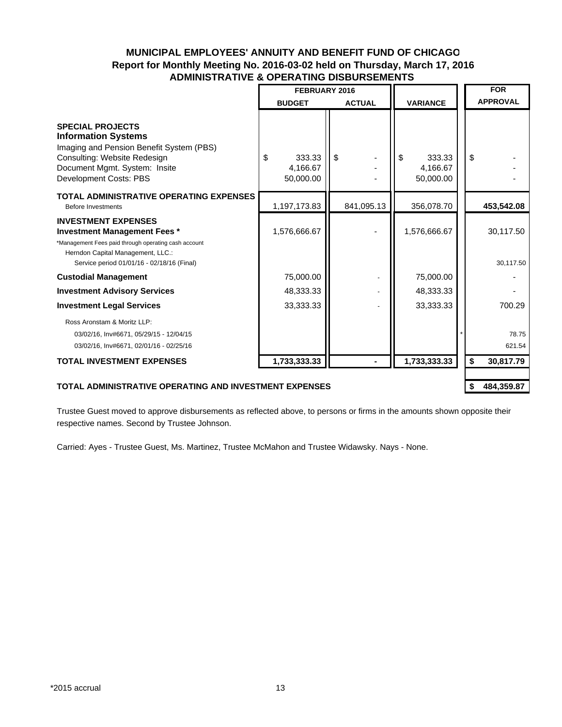**MUNICIPAL EMPLOYEES' ANNUITY AND BENEFIT FUND OF CHICAGO**
**Report for Monthly Meeting No. 2016-03-02 held on Thursday, March 17, 2016**
**ADMINISTRATIVE & OPERATING DISBURSEMENTS**

| | FEBRUARY 2016 BUDGET | FEBRUARY 2016 ACTUAL | VARIANCE | FOR APPROVAL |
|---|---|---|---|---|
| **SPECIAL PROJECTS** | | | | |
| **Information Systems** | | | | |
| Imaging and Pension Benefit System (PBS) | | | | |
| Consulting: Website Redesign | $ 333.33 | $ - | $ 333.33 | $ - |
| Document Mgmt. System: Insite | 4,166.67 | - | 4,166.67 | - |
| Development Costs: PBS | 50,000.00 | - | 50,000.00 | - |
| **TOTAL ADMINISTRATIVE OPERATING EXPENSES** Before Investments | 1,197,173.83 | 841,095.13 | 356,078.70 | **453,542.08** |
| **INVESTMENT EXPENSES** | | | | |
| **Investment Management Fees *** | 1,576,666.67 | - | 1,576,666.67 | 30,117.50 |
| *Management Fees paid through operating cash account | | | | |
| Herndon Capital Management, LLC.: | | | | |
| Service period 01/01/16 - 02/18/16 (Final) | | | | 30,117.50 |
| **Custodial Management** | 75,000.00 | - | 75,000.00 | - |
| **Investment Advisory Services** | 48,333.33 | - | 48,333.33 | - |
| **Investment Legal Services** | 33,333.33 | - | 33,333.33 | 700.29 |
| Ross Aronstam & Moritz LLP: | | | | |
| 03/02/16, Inv#6671, 05/29/15 - 12/04/15 | | | | * 78.75 |
| 03/02/16, Inv#6671, 02/01/16 - 02/25/16 | | | | 621.54 |
| **TOTAL INVESTMENT EXPENSES** | **1,733,333.33** | **-** | **1,733,333.33** | **$ 30,817.79** |
| **TOTAL ADMINISTRATIVE OPERATING AND INVESTMENT EXPENSES** | | | | **$ 484,359.87** |

Trustee Guest moved to approve disbursements as reflected above, to persons or firms in the amounts shown opposite their respective names. Second by Trustee Johnson.

Carried: Ayes - Trustee Guest, Ms. Martinez, Trustee McMahon and Trustee Widawsky. Nays - None.

*2015 accrual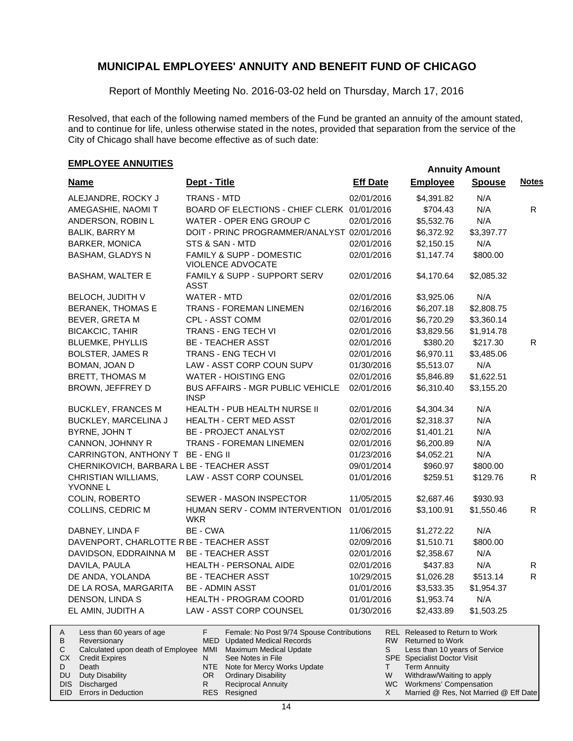# MUNICIPAL EMPLOYEES' ANNUITY AND BENEFIT FUND OF CHICAGO

Report of Monthly Meeting No. 2016-03-02 held on Thursday, March 17, 2016

Resolved, that each of the following named members of the Fund be granted an annuity of the amount stated, and to continue for life, unless otherwise stated in the notes, provided that separation from the service of the City of Chicago shall have become effective as of such date:

## EMPLOYEE ANNUITIES

| Name | Dept - Title | Eff Date | Annuity Amount Employee | Annuity Amount Spouse | Notes |
|---|---|---|---|---|---|
| ALEJANDRE, ROCKY J | TRANS - MTD | 02/01/2016 | $4,391.82 | N/A | |
| AMEGASHIE, NAOMI T | BOARD OF ELECTIONS - CHIEF CLERK | 01/01/2016 | $704.43 | N/A | R |
| ANDERSON, ROBIN L | WATER - OPER ENG GROUP C | 02/01/2016 | $5,532.76 | N/A | |
| BALIK, BARRY M | DOIT - PRINC PROGRAMMER/ANALYST | 02/01/2016 | $6,372.92 | $3,397.77 | |
| BARKER, MONICA | STS & SAN - MTD | 02/01/2016 | $2,150.15 | N/A | |
| BASHAM, GLADYS N | FAMILY & SUPP - DOMESTIC VIOLENCE ADVOCATE | 02/01/2016 | $1,147.74 | $800.00 | |
| BASHAM, WALTER E | FAMILY & SUPP - SUPPORT SERV ASST | 02/01/2016 | $4,170.64 | $2,085.32 | |
| BELOCH, JUDITH V | WATER - MTD | 02/01/2016 | $3,925.06 | N/A | |
| BERANEK, THOMAS E | TRANS - FOREMAN LINEMEN | 02/16/2016 | $6,207.18 | $2,808.75 | |
| BEVER, GRETA M | CPL - ASST COMM | 02/01/2016 | $6,720.29 | $3,360.14 | |
| BICAKCIC, TAHIR | TRANS - ENG TECH VI | 02/01/2016 | $3,829.56 | $1,914.78 | |
| BLUEMKE, PHYLLIS | BE - TEACHER ASST | 02/01/2016 | $380.20 | $217.30 | R |
| BOLSTER, JAMES R | TRANS - ENG TECH VI | 02/01/2016 | $6,970.11 | $3,485.06 | |
| BOMAN, JOAN D | LAW - ASST CORP COUN SUPV | 01/30/2016 | $5,513.07 | N/A | |
| BRETT, THOMAS M | WATER - HOISTING ENG | 02/01/2016 | $5,846.89 | $1,622.51 | |
| BROWN, JEFFREY D | BUS AFFAIRS - MGR PUBLIC VEHICLE INSP | 02/01/2016 | $6,310.40 | $3,155.20 | |
| BUCKLEY, FRANCES M | HEALTH - PUB HEALTH NURSE II | 02/01/2016 | $4,304.34 | N/A | |
| BUCKLEY, MARCELINA J | HEALTH - CERT MED ASST | 02/01/2016 | $2,318.37 | N/A | |
| BYRNE, JOHN T | BE - PROJECT ANALYST | 02/02/2016 | $1,401.21 | N/A | |
| CANNON, JOHNNY R | TRANS - FOREMAN LINEMEN | 02/01/2016 | $6,200.89 | N/A | |
| CARRINGTON, ANTHONY T | BE - ENG II | 01/23/2016 | $4,052.21 | N/A | |
| CHERNIKOVICH, BARBARA L | BE - TEACHER ASST | 09/01/2014 | $960.97 | $800.00 | |
| CHRISTIAN WILLIAMS, YVONNE L | LAW - ASST CORP COUNSEL | 01/01/2016 | $259.51 | $129.76 | R |
| COLIN, ROBERTO | SEWER - MASON INSPECTOR | 11/05/2015 | $2,687.46 | $930.93 | |
| COLLINS, CEDRIC M | HUMAN SERV - COMM INTERVENTION WKR | 01/01/2016 | $3,100.91 | $1,550.46 | R |
| DABNEY, LINDA F | BE - CWA | 11/06/2015 | $1,272.22 | N/A | |
| DAVENPORT, CHARLOTTE R | BE - TEACHER ASST | 02/09/2016 | $1,510.71 | $800.00 | |
| DAVIDSON, EDDRAINNA M | BE - TEACHER ASST | 02/01/2016 | $2,358.67 | N/A | |
| DAVILA, PAULA | HEALTH - PERSONAL AIDE | 02/01/2016 | $437.83 | N/A | R |
| DE ANDA, YOLANDA | BE - TEACHER ASST | 10/29/2015 | $1,026.28 | $513.14 | R |
| DE LA ROSA, MARGARITA | BE - ADMIN ASST | 01/01/2016 | $3,533.35 | $1,954.37 | |
| DENSON, LINDA S | HEALTH - PROGRAM COORD | 01/01/2016 | $1,953.74 | N/A | |
| EL AMIN, JUDITH A | LAW - ASST CORP COUNSEL | 01/30/2016 | $2,433.89 | $1,503.25 | |

| | | | | | |
|---|---|---|---|---|---|
| A | Less than 60 years of age | F | Female: No Post 9/74 Spouse Contributions | REL | Released to Return to Work |
| B | Reversionary | MED | Updated Medical Records | RW | Returned to Work |
| C | Calculated upon death of Employee | MMI | Maximum Medical Update | S | Less than 10 years of Service |
| CX | Credit Expires | N | See Notes in File | SPE | Specialist Doctor Visit |
| D | Death | NTE | Note for Mercy Works Update | T | Term Annuity |
| DU | Duty Disability | OR | Ordinary Disability | W | Withdraw/Waiting to apply |
| DIS | Discharged | R | Reciprocal Annuity | WC | Workmens' Compensation |
| EID | Errors in Deduction | RES | Resigned | X | Married @ Res, Not Married @ Eff Date |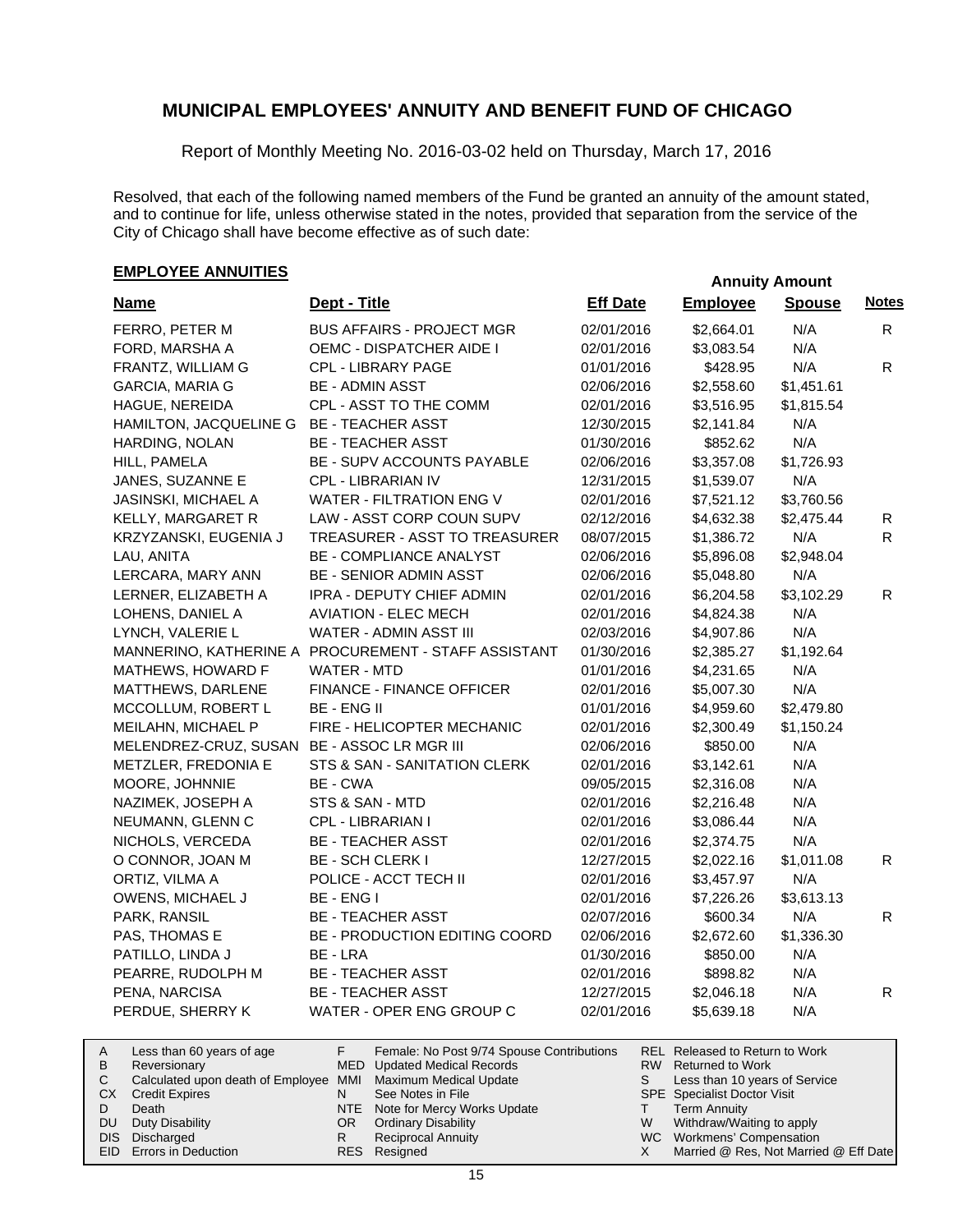# MUNICIPAL EMPLOYEES' ANNUITY AND BENEFIT FUND OF CHICAGO

Report of Monthly Meeting No. 2016-03-02 held on Thursday, March 17, 2016

Resolved, that each of the following named members of the Fund be granted an annuity of the amount stated, and to continue for life, unless otherwise stated in the notes, provided that separation from the service of the City of Chicago shall have become effective as of such date:

## EMPLOYEE ANNUITIES

| Name | Dept - Title | Eff Date | Annuity Amount Employee | Annuity Amount Spouse | Notes |
|---|---|---|---|---|---|
| FERRO, PETER M | BUS AFFAIRS - PROJECT MGR | 02/01/2016 | $2,664.01 | N/A | R |
| FORD, MARSHA A | OEMC - DISPATCHER AIDE I | 02/01/2016 | $3,083.54 | N/A | |
| FRANTZ, WILLIAM G | CPL - LIBRARY PAGE | 01/01/2016 | $428.95 | N/A | R |
| GARCIA, MARIA G | BE - ADMIN ASST | 02/06/2016 | $2,558.60 | $1,451.61 | |
| HAGUE, NEREIDA | CPL - ASST TO THE COMM | 02/01/2016 | $3,516.95 | $1,815.54 | |
| HAMILTON, JACQUELINE G | BE - TEACHER ASST | 12/30/2015 | $2,141.84 | N/A | |
| HARDING, NOLAN | BE - TEACHER ASST | 01/30/2016 | $852.62 | N/A | |
| HILL, PAMELA | BE - SUPV ACCOUNTS PAYABLE | 02/06/2016 | $3,357.08 | $1,726.93 | |
| JANES, SUZANNE E | CPL - LIBRARIAN IV | 12/31/2015 | $1,539.07 | N/A | |
| JASINSKI, MICHAEL A | WATER - FILTRATION ENG V | 02/01/2016 | $7,521.12 | $3,760.56 | |
| KELLY, MARGARET R | LAW - ASST CORP COUN SUPV | 02/12/2016 | $4,632.38 | $2,475.44 | R |
| KRZYZANSKI, EUGENIA J | TREASURER - ASST TO TREASURER | 08/07/2015 | $1,386.72 | N/A | R |
| LAU, ANITA | BE - COMPLIANCE ANALYST | 02/06/2016 | $5,896.08 | $2,948.04 | |
| LERCARA, MARY ANN | BE - SENIOR ADMIN ASST | 02/06/2016 | $5,048.80 | N/A | |
| LERNER, ELIZABETH A | IPRA - DEPUTY CHIEF ADMIN | 02/01/2016 | $6,204.58 | $3,102.29 | R |
| LOHENS, DANIEL A | AVIATION - ELEC MECH | 02/01/2016 | $4,824.38 | N/A | |
| LYNCH, VALERIE L | WATER - ADMIN ASST III | 02/03/2016 | $4,907.86 | N/A | |
| MANNERINO, KATHERINE A | PROCUREMENT - STAFF ASSISTANT | 01/30/2016 | $2,385.27 | $1,192.64 | |
| MATHEWS, HOWARD F | WATER - MTD | 01/01/2016 | $4,231.65 | N/A | |
| MATTHEWS, DARLENE | FINANCE - FINANCE OFFICER | 02/01/2016 | $5,007.30 | N/A | |
| MCCOLLUM, ROBERT L | BE - ENG II | 01/01/2016 | $4,959.60 | $2,479.80 | |
| MEILAHN, MICHAEL P | FIRE - HELICOPTER MECHANIC | 02/01/2016 | $2,300.49 | $1,150.24 | |
| MELENDREZ-CRUZ, SUSAN | BE - ASSOC LR MGR III | 02/06/2016 | $850.00 | N/A | |
| METZLER, FREDONIA E | STS & SAN - SANITATION CLERK | 02/01/2016 | $3,142.61 | N/A | |
| MOORE, JOHNNIE | BE - CWA | 09/05/2015 | $2,316.08 | N/A | |
| NAZIMEK, JOSEPH A | STS & SAN - MTD | 02/01/2016 | $2,216.48 | N/A | |
| NEUMANN, GLENN C | CPL - LIBRARIAN I | 02/01/2016 | $3,086.44 | N/A | |
| NICHOLS, VERCEDA | BE - TEACHER ASST | 02/01/2016 | $2,374.75 | N/A | |
| O CONNOR, JOAN M | BE - SCH CLERK I | 12/27/2015 | $2,022.16 | $1,011.08 | R |
| ORTIZ, VILMA A | POLICE - ACCT TECH II | 02/01/2016 | $3,457.97 | N/A | |
| OWENS, MICHAEL J | BE - ENG I | 02/01/2016 | $7,226.26 | $3,613.13 | |
| PARK, RANSIL | BE - TEACHER ASST | 02/07/2016 | $600.34 | N/A | R |
| PAS, THOMAS E | BE - PRODUCTION EDITING COORD | 02/06/2016 | $2,672.60 | $1,336.30 | |
| PATILLO, LINDA J | BE - LRA | 01/30/2016 | $850.00 | N/A | |
| PEARRE, RUDOLPH M | BE - TEACHER ASST | 02/01/2016 | $898.82 | N/A | |
| PENA, NARCISA | BE - TEACHER ASST | 12/27/2015 | $2,046.18 | N/A | R |
| PERDUE, SHERRY K | WATER - OPER ENG GROUP C | 02/01/2016 | $5,639.18 | N/A | |

| Code | Description | Code | Description | Code | Description |
|---|---|---|---|---|---|
| A | Less than 60 years of age | F | Female: No Post 9/74 Spouse Contributions | REL | Released to Return to Work |
| B | Reversionary | MED | Updated Medical Records | RW | Returned to Work |
| C | Calculated upon death of Employee | MMI | Maximum Medical Update | S | Less than 10 years of Service |
| CX | Credit Expires | N | See Notes in File | SPE | Specialist Doctor Visit |
| D | Death | NTE | Note for Mercy Works Update | T | Term Annuity |
| DU | Duty Disability | OR | Ordinary Disability | W | Withdraw/Waiting to apply |
| DIS | Discharged | R | Reciprocal Annuity | WC | Workmens' Compensation |
| EID | Errors in Deduction | RES | Resigned | X | Married @ Res, Not Married @ Eff Date |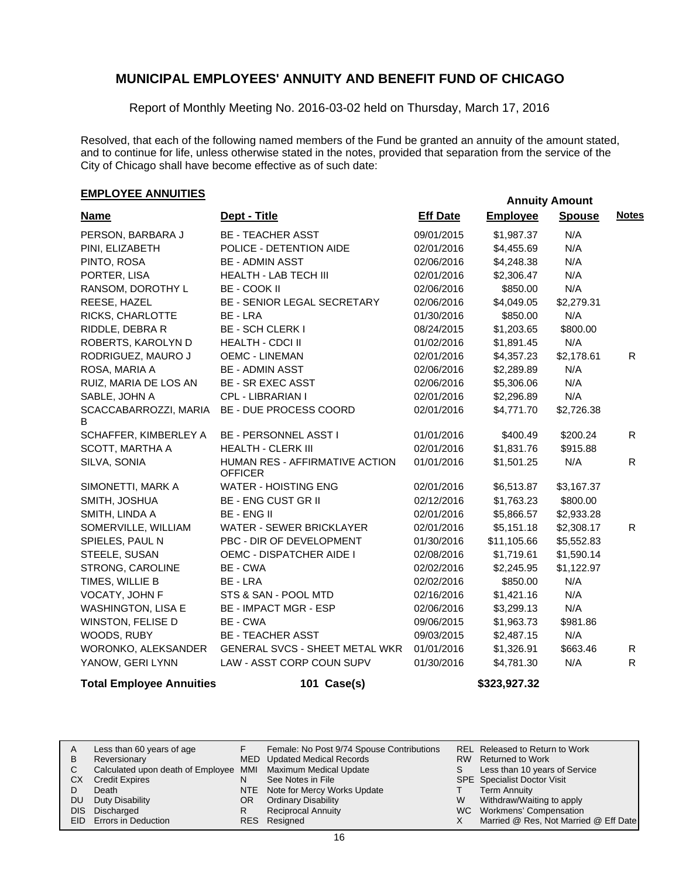# MUNICIPAL EMPLOYEES' ANNUITY AND BENEFIT FUND OF CHICAGO

Report of Monthly Meeting No. 2016-03-02 held on Thursday, March 17, 2016

Resolved, that each of the following named members of the Fund be granted an annuity of the amount stated, and to continue for life, unless otherwise stated in the notes, provided that separation from the service of the City of Chicago shall have become effective as of such date:

## EMPLOYEE ANNUITIES

| Name | Dept - Title | Eff Date | Annuity Amount Employee | Annuity Amount Spouse | Notes |
|---|---|---|---|---|---|
| PERSON, BARBARA J | BE - TEACHER ASST | 09/01/2015 | $1,987.37 | N/A | |
| PINI, ELIZABETH | POLICE - DETENTION AIDE | 02/01/2016 | $4,455.69 | N/A | |
| PINTO, ROSA | BE - ADMIN ASST | 02/06/2016 | $4,248.38 | N/A | |
| PORTER, LISA | HEALTH - LAB TECH III | 02/01/2016 | $2,306.47 | N/A | |
| RANSOM, DOROTHY L | BE - COOK II | 02/06/2016 | $850.00 | N/A | |
| REESE, HAZEL | BE - SENIOR LEGAL SECRETARY | 02/06/2016 | $4,049.05 | $2,279.31 | |
| RICKS, CHARLOTTE | BE - LRA | 01/30/2016 | $850.00 | N/A | |
| RIDDLE, DEBRA R | BE - SCH CLERK I | 08/24/2015 | $1,203.65 | $800.00 | |
| ROBERTS, KAROLYN D | HEALTH - CDCI II | 01/02/2016 | $1,891.45 | N/A | |
| RODRIGUEZ, MAURO J | OEMC - LINEMAN | 02/01/2016 | $4,357.23 | $2,178.61 | R |
| ROSA, MARIA A | BE - ADMIN ASST | 02/06/2016 | $2,289.89 | N/A | |
| RUIZ, MARIA DE LOS AN | BE - SR EXEC ASST | 02/06/2016 | $5,306.06 | N/A | |
| SABLE, JOHN A | CPL - LIBRARIAN I | 02/01/2016 | $2,296.89 | N/A | |
| SCACCABARROZZI, MARIA B | BE - DUE PROCESS COORD | 02/01/2016 | $4,771.70 | $2,726.38 | |
| SCHAFFER, KIMBERLEY A | BE - PERSONNEL ASST I | 01/01/2016 | $400.49 | $200.24 | R |
| SCOTT, MARTHA A | HEALTH - CLERK III | 02/01/2016 | $1,831.76 | $915.88 | |
| SILVA, SONIA | HUMAN RES - AFFIRMATIVE ACTION OFFICER | 01/01/2016 | $1,501.25 | N/A | R |
| SIMONETTI, MARK A | WATER - HOISTING ENG | 02/01/2016 | $6,513.87 | $3,167.37 | |
| SMITH, JOSHUA | BE - ENG CUST GR II | 02/12/2016 | $1,763.23 | $800.00 | |
| SMITH, LINDA A | BE - ENG II | 02/01/2016 | $5,866.57 | $2,933.28 | |
| SOMERVILLE, WILLIAM | WATER - SEWER BRICKLAYER | 02/01/2016 | $5,151.18 | $2,308.17 | R |
| SPIELES, PAUL N | PBC - DIR OF DEVELOPMENT | 01/30/2016 | $11,105.66 | $5,552.83 | |
| STEELE, SUSAN | OEMC - DISPATCHER AIDE I | 02/08/2016 | $1,719.61 | $1,590.14 | |
| STRONG, CAROLINE | BE - CWA | 02/02/2016 | $2,245.95 | $1,122.97 | |
| TIMES, WILLIE B | BE - LRA | 02/02/2016 | $850.00 | N/A | |
| VOCATY, JOHN F | STS & SAN - POOL MTD | 02/16/2016 | $1,421.16 | N/A | |
| WASHINGTON, LISA E | BE - IMPACT MGR - ESP | 02/06/2016 | $3,299.13 | N/A | |
| WINSTON, FELISE D | BE - CWA | 09/06/2015 | $1,963.73 | $981.86 | |
| WOODS, RUBY | BE - TEACHER ASST | 09/03/2015 | $2,487.15 | N/A | |
| WORONKO, ALEKSANDER | GENERAL SVCS - SHEET METAL WKR | 01/01/2016 | $1,326.91 | $663.46 | R |
| YANOW, GERI LYNN | LAW - ASST CORP COUN SUPV | 01/30/2016 | $4,781.30 | N/A | R |
| **Total Employee Annuities** | **101 Case(s)** | | **$323,927.32** | | |

| | | | | | |
|---|---|---|---|---|---|
| A | Less than 60 years of age | F | Female: No Post 9/74 Spouse Contributions | REL | Released to Return to Work |
| B | Reversionary | MED | Updated Medical Records | RW | Returned to Work |
| C | Calculated upon death of Employee | MMI | Maximum Medical Update | S | Less than 10 years of Service |
| CX | Credit Expires | N | See Notes in File | SPE | Specialist Doctor Visit |
| D | Death | NTE | Note for Mercy Works Update | T | Term Annuity |
| DU | Duty Disability | OR | Ordinary Disability | W | Withdraw/Waiting to apply |
| DIS | Discharged | R | Reciprocal Annuity | WC | Workmens' Compensation |
| EID | Errors in Deduction | RES | Resigned | X | Married @ Res, Not Married @ Eff Date |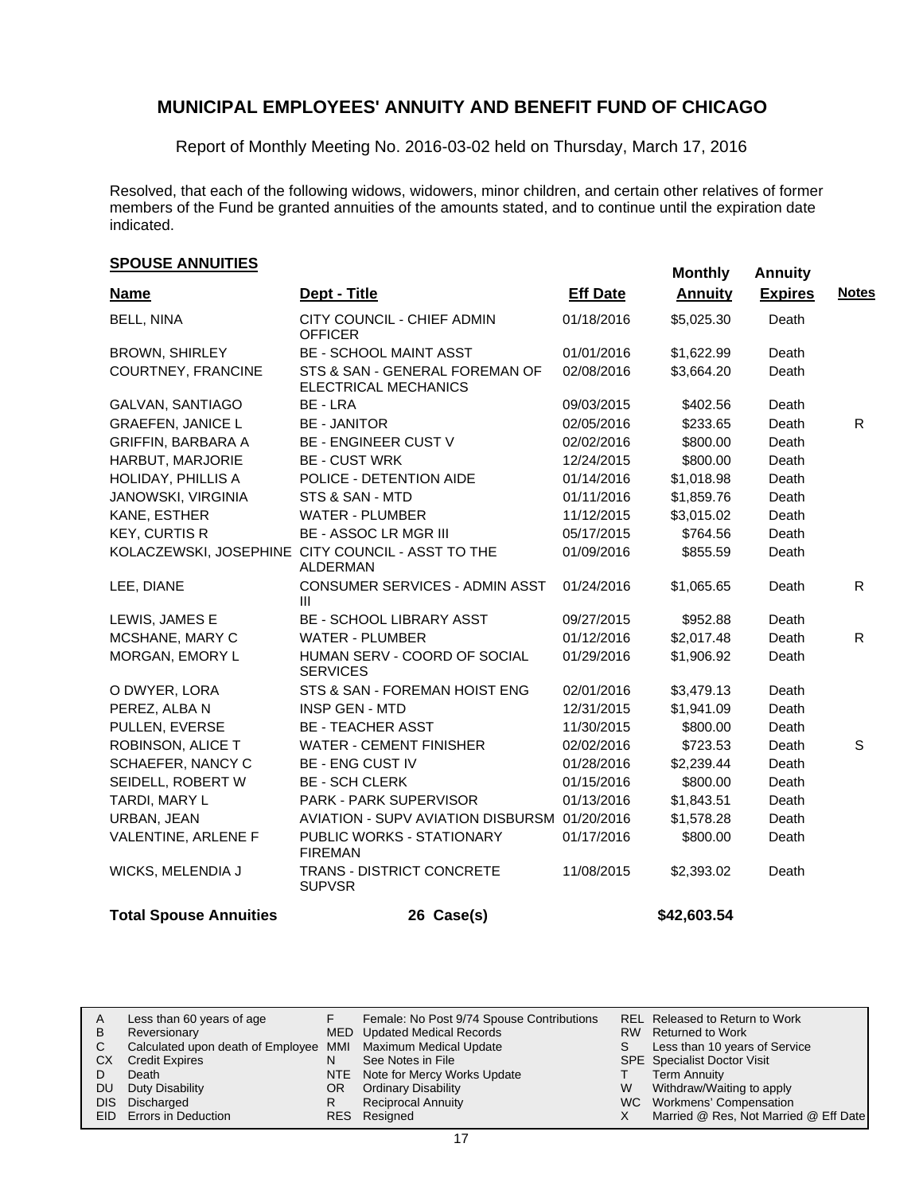# MUNICIPAL EMPLOYEES' ANNUITY AND BENEFIT FUND OF CHICAGO

Report of Monthly Meeting No. 2016-03-02 held on Thursday, March 17, 2016

Resolved, that each of the following widows, widowers, minor children, and certain other relatives of former members of the Fund be granted annuities of the amounts stated, and to continue until the expiration date indicated.

## SPOUSE ANNUITIES

| Name | Dept - Title | Eff Date | Monthly Annuity | Annuity Expires | Notes |
|---|---|---|---|---|---|
| BELL, NINA | CITY COUNCIL - CHIEF ADMIN OFFICER | 01/18/2016 | $5,025.30 | Death | |
| BROWN, SHIRLEY | BE - SCHOOL MAINT ASST | 01/01/2016 | $1,622.99 | Death | |
| COURTNEY, FRANCINE | STS & SAN - GENERAL FOREMAN OF ELECTRICAL MECHANICS | 02/08/2016 | $3,664.20 | Death | |
| GALVAN, SANTIAGO | BE - LRA | 09/03/2015 | $402.56 | Death | |
| GRAEFEN, JANICE L | BE - JANITOR | 02/05/2016 | $233.65 | Death | R |
| GRIFFIN, BARBARA A | BE - ENGINEER CUST V | 02/02/2016 | $800.00 | Death | |
| HARBUT, MARJORIE | BE - CUST WRK | 12/24/2015 | $800.00 | Death | |
| HOLIDAY, PHILLIS A | POLICE - DETENTION AIDE | 01/14/2016 | $1,018.98 | Death | |
| JANOWSKI, VIRGINIA | STS & SAN - MTD | 01/11/2016 | $1,859.76 | Death | |
| KANE, ESTHER | WATER - PLUMBER | 11/12/2015 | $3,015.02 | Death | |
| KEY, CURTIS R | BE - ASSOC LR MGR III | 05/17/2015 | $764.56 | Death | |
| KOLACZEWSKI, JOSEPHINE | CITY COUNCIL - ASST TO THE ALDERMAN | 01/09/2016 | $855.59 | Death | |
| LEE, DIANE | CONSUMER SERVICES - ADMIN ASST III | 01/24/2016 | $1,065.65 | Death | R |
| LEWIS, JAMES E | BE - SCHOOL LIBRARY ASST | 09/27/2015 | $952.88 | Death | |
| MCSHANE, MARY C | WATER - PLUMBER | 01/12/2016 | $2,017.48 | Death | R |
| MORGAN, EMORY L | HUMAN SERV - COORD OF SOCIAL SERVICES | 01/29/2016 | $1,906.92 | Death | |
| O DWYER, LORA | STS & SAN - FOREMAN HOIST ENG | 02/01/2016 | $3,479.13 | Death | |
| PEREZ, ALBA N | INSP GEN - MTD | 12/31/2015 | $1,941.09 | Death | |
| PULLEN, EVERSE | BE - TEACHER ASST | 11/30/2015 | $800.00 | Death | |
| ROBINSON, ALICE T | WATER - CEMENT FINISHER | 02/02/2016 | $723.53 | Death | S |
| SCHAEFER, NANCY C | BE - ENG CUST IV | 01/28/2016 | $2,239.44 | Death | |
| SEIDELL, ROBERT W | BE - SCH CLERK | 01/15/2016 | $800.00 | Death | |
| TARDI, MARY L | PARK - PARK SUPERVISOR | 01/13/2016 | $1,843.51 | Death | |
| URBAN, JEAN | AVIATION - SUPV AVIATION DISBURSM | 01/20/2016 | $1,578.28 | Death | |
| VALENTINE, ARLENE F | PUBLIC WORKS - STATIONARY FIREMAN | 01/17/2016 | $800.00 | Death | |
| WICKS, MELENDIA J | TRANS - DISTRICT CONCRETE SUPVSR | 11/08/2015 | $2,393.02 | Death | |
| **Total Spouse Annuities** | **26 Case(s)** | | **$42,603.54** | | |

| | | | | | |
|---|---|---|---|---|---|
| A | Less than 60 years of age | F | Female: No Post 9/74 Spouse Contributions | REL | Released to Return to Work |
| B | Reversionary | MED | Updated Medical Records | RW | Returned to Work |
| C | Calculated upon death of Employee | MMI | Maximum Medical Update | S | Less than 10 years of Service |
| CX | Credit Expires | N | See Notes in File | SPE | Specialist Doctor Visit |
| D | Death | NTE | Note for Mercy Works Update | T | Term Annuity |
| DU | Duty Disability | OR | Ordinary Disability | W | Withdraw/Waiting to apply |
| DIS | Discharged | R | Reciprocal Annuity | WC | Workmens' Compensation |
| EID | Errors in Deduction | RES | Resigned | X | Married @ Res, Not Married @ Eff Date |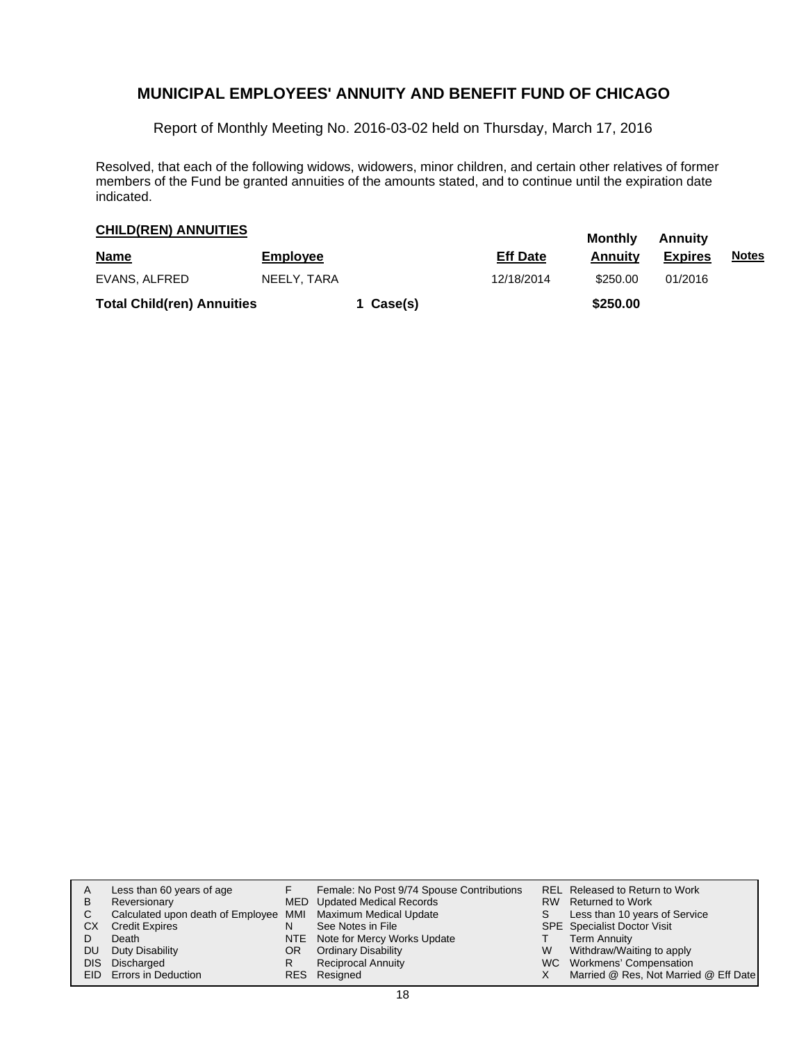# MUNICIPAL EMPLOYEES' ANNUITY AND BENEFIT FUND OF CHICAGO

Report of Monthly Meeting No. 2016-03-02 held on Thursday, March 17, 2016

Resolved, that each of the following widows, widowers, minor children, and certain other relatives of former members of the Fund be granted annuities of the amounts stated, and to continue until the expiration date indicated.

**CHILD(REN) ANNUITIES**

| Name | Employee | | Eff Date | Monthly Annuity | Annuity Expires | Notes |
|---|---|---|---|---|---|---|
| EVANS, ALFRED | NEELY, TARA | | 12/18/2014 | $250.00 | 01/2016 | |
| **Total Child(ren) Annuities** | | **1 Case(s)** | | **$250.00** | | |

| | | | | | |
|---|---|---|---|---|---|
| A | Less than 60 years of age | F | Female: No Post 9/74 Spouse Contributions | REL | Released to Return to Work |
| B | Reversionary | MED | Updated Medical Records | RW | Returned to Work |
| C | Calculated upon death of Employee | MMI | Maximum Medical Update | S | Less than 10 years of Service |
| CX | Credit Expires | N | See Notes in File | SPE | Specialist Doctor Visit |
| D | Death | NTE | Note for Mercy Works Update | T | Term Annuity |
| DU | Duty Disability | OR | Ordinary Disability | W | Withdraw/Waiting to apply |
| DIS | Discharged | R | Reciprocal Annuity | WC | Workmens' Compensation |
| EID | Errors in Deduction | RES | Resigned | X | Married @ Res, Not Married @ Eff Date |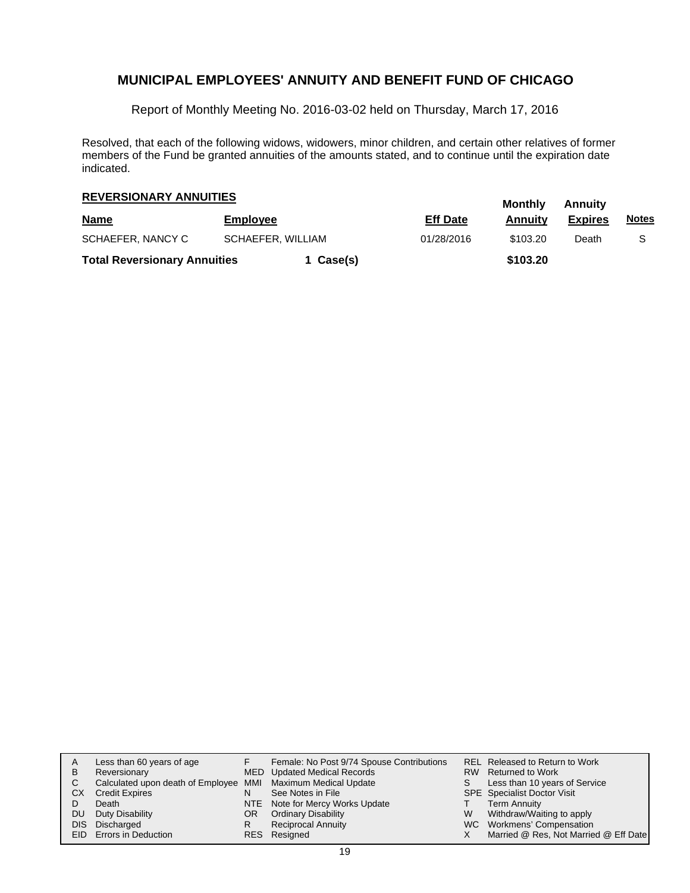# MUNICIPAL EMPLOYEES' ANNUITY AND BENEFIT FUND OF CHICAGO

Report of Monthly Meeting No. 2016-03-02 held on Thursday, March 17, 2016

Resolved, that each of the following widows, widowers, minor children, and certain other relatives of former members of the Fund be granted annuities of the amounts stated, and to continue until the expiration date indicated.

**REVERSIONARY ANNUITIES**

| Name | Employee | Eff Date | Monthly Annuity | Annuity Expires | Notes |
|---|---|---|---|---|---|
| SCHAEFER, NANCY C | SCHAEFER, WILLIAM | 01/28/2016 | $103.20 | Death | S |
| **Total Reversionary Annuities** | **1 Case(s)** | | **$103.20** | | |

| | | | | | |
|---|---|---|---|---|---|
| A | Less than 60 years of age | F | Female: No Post 9/74 Spouse Contributions | REL | Released to Return to Work |
| B | Reversionary | MED | Updated Medical Records | RW | Returned to Work |
| C | Calculated upon death of Employee | MMI | Maximum Medical Update | S | Less than 10 years of Service |
| CX | Credit Expires | N | See Notes in File | SPE | Specialist Doctor Visit |
| D | Death | NTE | Note for Mercy Works Update | T | Term Annuity |
| DU | Duty Disability | OR | Ordinary Disability | W | Withdraw/Waiting to apply |
| DIS | Discharged | R | Reciprocal Annuity | WC | Workmens' Compensation |
| EID | Errors in Deduction | RES | Resigned | X | Married @ Res, Not Married @ Eff Date |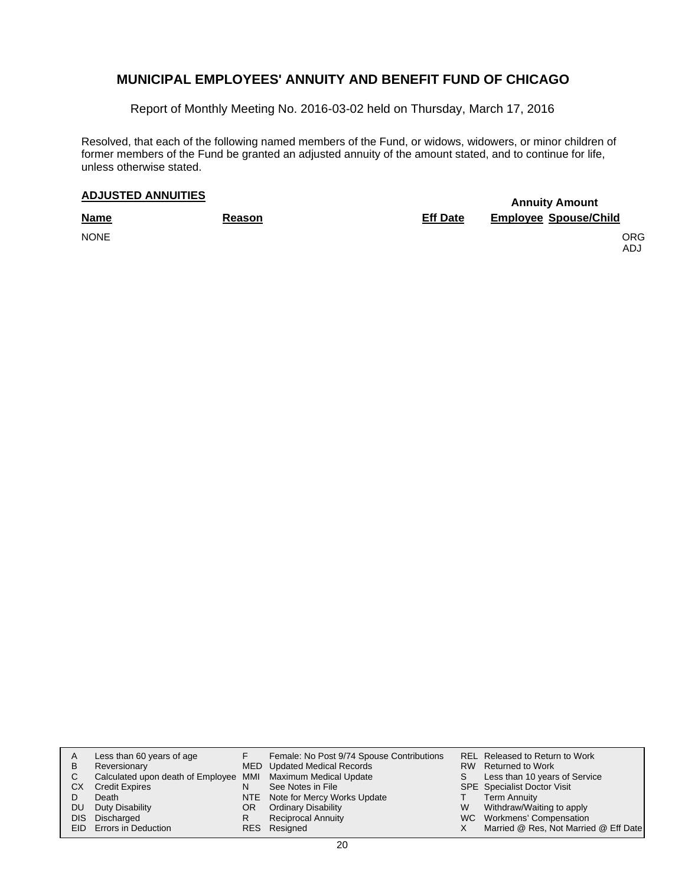# MUNICIPAL EMPLOYEES' ANNUITY AND BENEFIT FUND OF CHICAGO

Report of Monthly Meeting No. 2016-03-02 held on Thursday, March 17, 2016

Resolved, that each of the following named members of the Fund, or widows, widowers, or minor children of former members of the Fund be granted an adjusted annuity of the amount stated, and to continue for life, unless otherwise stated.

## ADJUSTED ANNUITIES

| Name | Reason | Eff Date | Annuity Amount Employee | Annuity Amount Spouse/Child | |
|---|---|---|---|---|---|
| NONE | | | | | ORG<br>ADJ |

| | | | | | |
|---|---|---|---|---|---|
| A | Less than 60 years of age | F | Female: No Post 9/74 Spouse Contributions | REL | Released to Return to Work |
| B | Reversionary | MED | Updated Medical Records | RW | Returned to Work |
| C | Calculated upon death of Employee | MMI | Maximum Medical Update | S | Less than 10 years of Service |
| CX | Credit Expires | N | See Notes in File | SPE | Specialist Doctor Visit |
| D | Death | NTE | Note for Mercy Works Update | T | Term Annuity |
| DU | Duty Disability | OR | Ordinary Disability | W | Withdraw/Waiting to apply |
| DIS | Discharged | R | Reciprocal Annuity | WC | Workmens' Compensation |
| EID | Errors in Deduction | RES | Resigned | X | Married @ Res, Not Married @ Eff Date |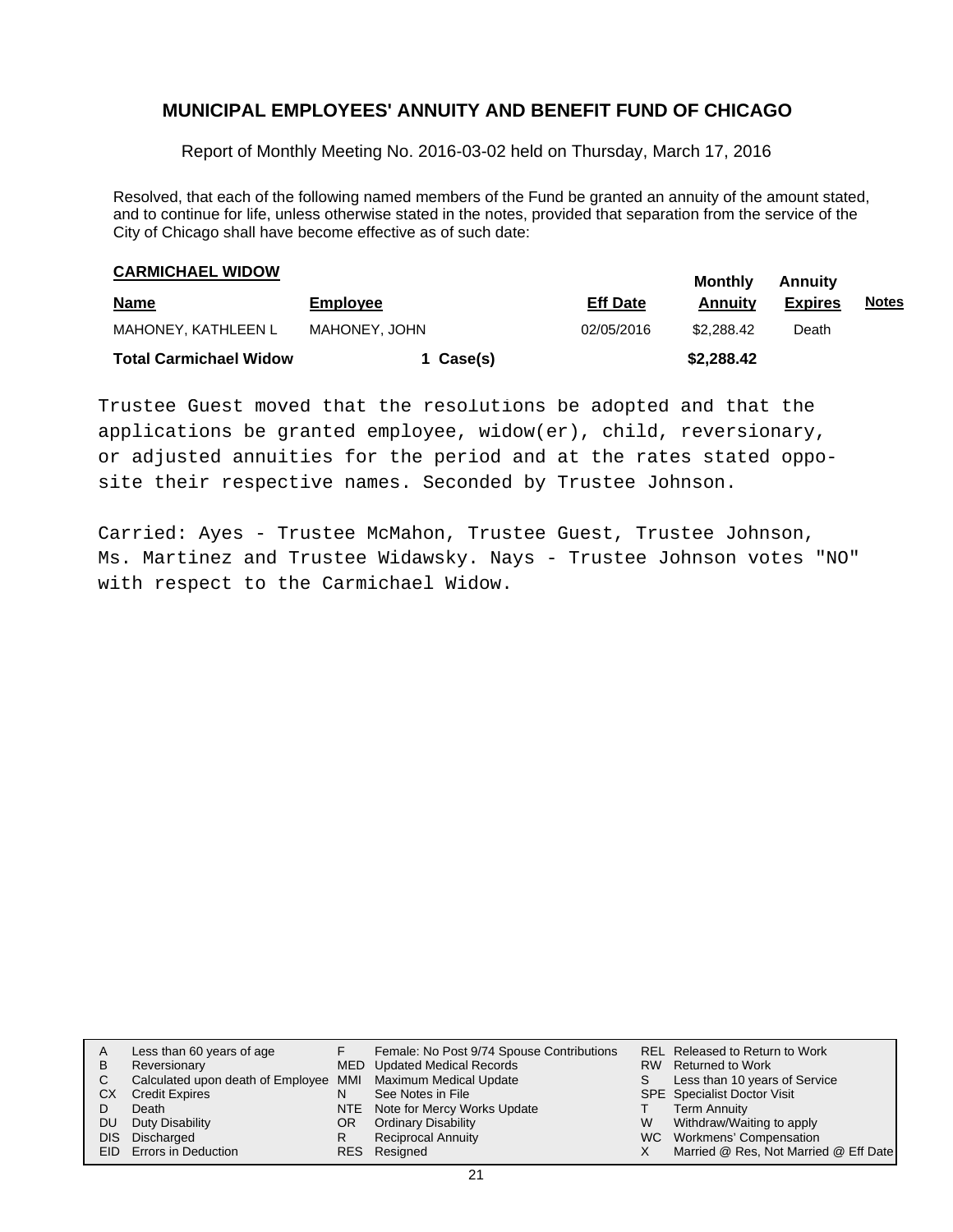## MUNICIPAL EMPLOYEES' ANNUITY AND BENEFIT FUND OF CHICAGO

Report of Monthly Meeting No. 2016-03-02 held on Thursday, March 17, 2016

Resolved, that each of the following named members of the Fund be granted an annuity of the amount stated, and to continue for life, unless otherwise stated in the notes, provided that separation from the service of the City of Chicago shall have become effective as of such date:

**CARMICHAEL WIDOW**

| Name | Employee | Eff Date | Monthly Annuity | Annuity Expires | Notes |
|---|---|---|---|---|---|
| MAHONEY, KATHLEEN L | MAHONEY, JOHN | 02/05/2016 | $2,288.42 | Death | |
| **Total Carmichael Widow** | **1 Case(s)** | | **$2,288.42** | | |

Trustee Guest moved that the resolutions be adopted and that the applications be granted employee, widow(er), child, reversionary, or adjusted annuities for the period and at the rates stated opposite their respective names. Seconded by Trustee Johnson.

Carried: Ayes - Trustee McMahon, Trustee Guest, Trustee Johnson, Ms. Martinez and Trustee Widawsky. Nays - Trustee Johnson votes "NO" with respect to the Carmichael Widow.

| | | | | | |
|---|---|---|---|---|---|
| A | Less than 60 years of age | F | Female: No Post 9/74 Spouse Contributions | REL | Released to Return to Work |
| B | Reversionary | MED | Updated Medical Records | RW | Returned to Work |
| C | Calculated upon death of Employee | MMI | Maximum Medical Update | S | Less than 10 years of Service |
| CX | Credit Expires | N | See Notes in File | SPE | Specialist Doctor Visit |
| D | Death | NTE | Note for Mercy Works Update | T | Term Annuity |
| DU | Duty Disability | OR | Ordinary Disability | W | Withdraw/Waiting to apply |
| DIS | Discharged | R | Reciprocal Annuity | WC | Workmens' Compensation |
| EID | Errors in Deduction | RES | Resigned | X | Married @ Res, Not Married @ Eff Date |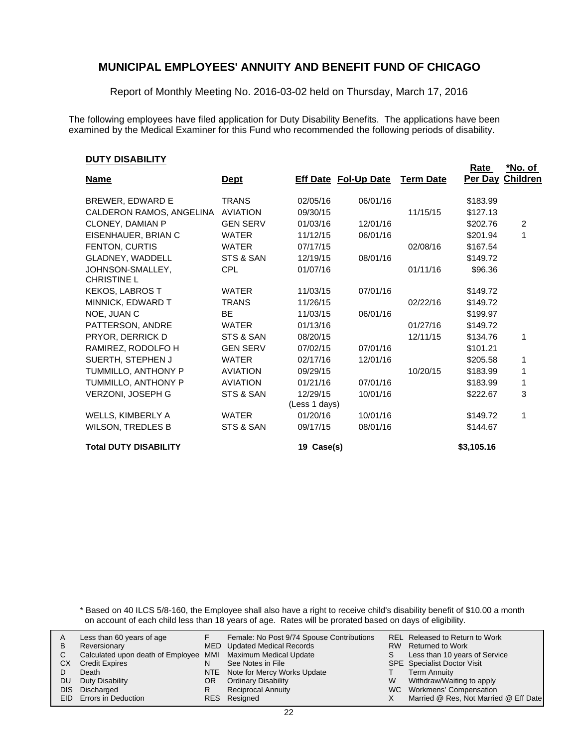# MUNICIPAL EMPLOYEES' ANNUITY AND BENEFIT FUND OF CHICAGO

Report of Monthly Meeting No. 2016-03-02 held on Thursday, March 17, 2016

The following employees have filed application for Duty Disability Benefits. The applications have been examined by the Medical Examiner for this Fund who recommended the following periods of disability.

## DUTY DISABILITY

| Name | Dept | Eff Date | Fol-Up Date | Term Date | Rate Per Day | *No. of Children |
|---|---|---|---|---|---|---|
| BREWER, EDWARD E | TRANS | 02/05/16 | 06/01/16 | | $183.99 | |
| CALDERON RAMOS, ANGELINA | AVIATION | 09/30/15 | | 11/15/15 | $127.13 | |
| CLONEY, DAMIAN P | GEN SERV | 01/03/16 | 12/01/16 | | $202.76 | 2 |
| EISENHAUER, BRIAN C | WATER | 11/12/15 | 06/01/16 | | $201.94 | 1 |
| FENTON, CURTIS | WATER | 07/17/15 | | 02/08/16 | $167.54 | |
| GLADNEY, WADDELL | STS & SAN | 12/19/15 | 08/01/16 | | $149.72 | |
| JOHNSON-SMALLEY, CHRISTINE L | CPL | 01/07/16 | | 01/11/16 | $96.36 | |
| KEKOS, LABROS T | WATER | 11/03/15 | 07/01/16 | | $149.72 | |
| MINNICK, EDWARD T | TRANS | 11/26/15 | | 02/22/16 | $149.72 | |
| NOE, JUAN C | BE | 11/03/15 | 06/01/16 | | $199.97 | |
| PATTERSON, ANDRE | WATER | 01/13/16 | | 01/27/16 | $149.72 | |
| PRYOR, DERRICK D | STS & SAN | 08/20/15 | | 12/11/15 | $134.76 | 1 |
| RAMIREZ, RODOLFO H | GEN SERV | 07/02/15 | 07/01/16 | | $101.21 | |
| SUERTH, STEPHEN J | WATER | 02/17/16 | 12/01/16 | | $205.58 | 1 |
| TUMMILLO, ANTHONY P | AVIATION | 09/29/15 | | 10/20/15 | $183.99 | 1 |
| TUMMILLO, ANTHONY P | AVIATION | 01/21/16 | 07/01/16 | | $183.99 | 1 |
| VERZONI, JOSEPH G | STS & SAN | 12/29/15 (Less 1 days) | 10/01/16 | | $222.67 | 3 |
| WELLS, KIMBERLY A | WATER | 01/20/16 | 10/01/16 | | $149.72 | 1 |
| WILSON, TREDLES B | STS & SAN | 09/17/15 | 08/01/16 | | $144.67 | |
| **Total DUTY DISABILITY** | | **19 Case(s)** | | | **$3,105.16** | |

\* Based on 40 ILCS 5/8-160, the Employee shall also have a right to receive child's disability benefit of $10.00 a month on account of each child less than 18 years of age. Rates will be prorated based on days of eligibility.

| | | | | | |
|---|---|---|---|---|---|
| A | Less than 60 years of age | F | Female: No Post 9/74 Spouse Contributions | REL | Released to Return to Work |
| B | Reversionary | MED | Updated Medical Records | RW | Returned to Work |
| C | Calculated upon death of Employee | MMI | Maximum Medical Update | S | Less than 10 years of Service |
| CX | Credit Expires | N | See Notes in File | SPE | Specialist Doctor Visit |
| D | Death | NTE | Note for Mercy Works Update | T | Term Annuity |
| DU | Duty Disability | OR | Ordinary Disability | W | Withdraw/Waiting to apply |
| DIS | Discharged | R | Reciprocal Annuity | WC | Workmens' Compensation |
| EID | Errors in Deduction | RES | Resigned | X | Married @ Res, Not Married @ Eff Date |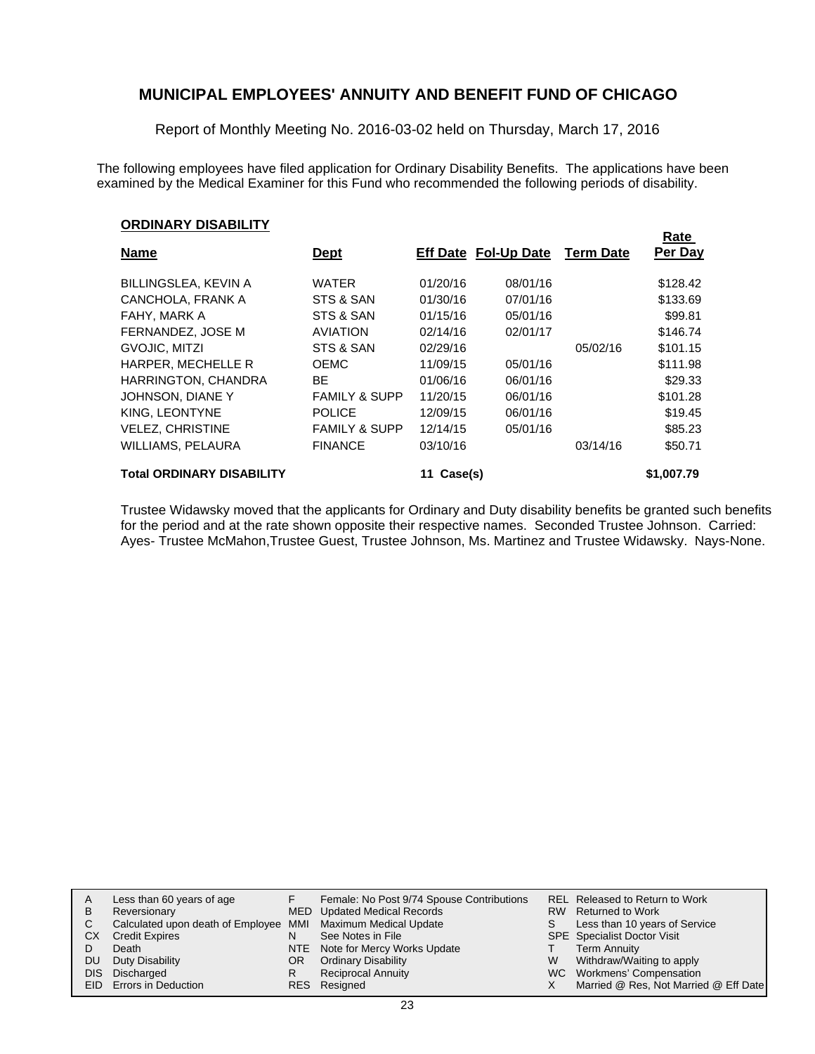# MUNICIPAL EMPLOYEES' ANNUITY AND BENEFIT FUND OF CHICAGO

Report of Monthly Meeting No. 2016-03-02 held on Thursday, March 17, 2016

The following employees have filed application for Ordinary Disability Benefits. The applications have been examined by the Medical Examiner for this Fund who recommended the following periods of disability.

**ORDINARY DISABILITY**

| Name | Dept | Eff Date | Fol-Up Date | Term Date | Rate Per Day |
|---|---|---|---|---|---|
| BILLINGSLEA, KEVIN A | WATER | 01/20/16 | 08/01/16 | | $128.42 |
| CANCHOLA, FRANK A | STS & SAN | 01/30/16 | 07/01/16 | | $133.69 |
| FAHY, MARK A | STS & SAN | 01/15/16 | 05/01/16 | | $99.81 |
| FERNANDEZ, JOSE M | AVIATION | 02/14/16 | 02/01/17 | | $146.74 |
| GVOJIC, MITZI | STS & SAN | 02/29/16 | | 05/02/16 | $101.15 |
| HARPER, MECHELLE R | OEMC | 11/09/15 | 05/01/16 | | $111.98 |
| HARRINGTON, CHANDRA | BE | 01/06/16 | 06/01/16 | | $29.33 |
| JOHNSON, DIANE Y | FAMILY & SUPP | 11/20/15 | 06/01/16 | | $101.28 |
| KING, LEONTYNE | POLICE | 12/09/15 | 06/01/16 | | $19.45 |
| VELEZ, CHRISTINE | FAMILY & SUPP | 12/14/15 | 05/01/16 | | $85.23 |
| WILLIAMS, PELAURA | FINANCE | 03/10/16 | | 03/14/16 | $50.71 |
| **Total ORDINARY DISABILITY** | | **11 Case(s)** | | | **$1,007.79** |

Trustee Widawsky moved that the applicants for Ordinary and Duty disability benefits be granted such benefits for the period and at the rate shown opposite their respective names. Seconded Trustee Johnson. Carried: Ayes- Trustee McMahon,Trustee Guest, Trustee Johnson, Ms. Martinez and Trustee Widawsky. Nays-None.

| | | | | | |
|---|---|---|---|---|---|
| A | Less than 60 years of age | F | Female: No Post 9/74 Spouse Contributions | REL | Released to Return to Work |
| B | Reversionary | MED | Updated Medical Records | RW | Returned to Work |
| C | Calculated upon death of Employee | MMI | Maximum Medical Update | S | Less than 10 years of Service |
| CX | Credit Expires | N | See Notes in File | SPE | Specialist Doctor Visit |
| D | Death | NTE | Note for Mercy Works Update | T | Term Annuity |
| DU | Duty Disability | OR | Ordinary Disability | W | Withdraw/Waiting to apply |
| DIS | Discharged | R | Reciprocal Annuity | WC | Workmens' Compensation |
| EID | Errors in Deduction | RES | Resigned | X | Married @ Res, Not Married @ Eff Date |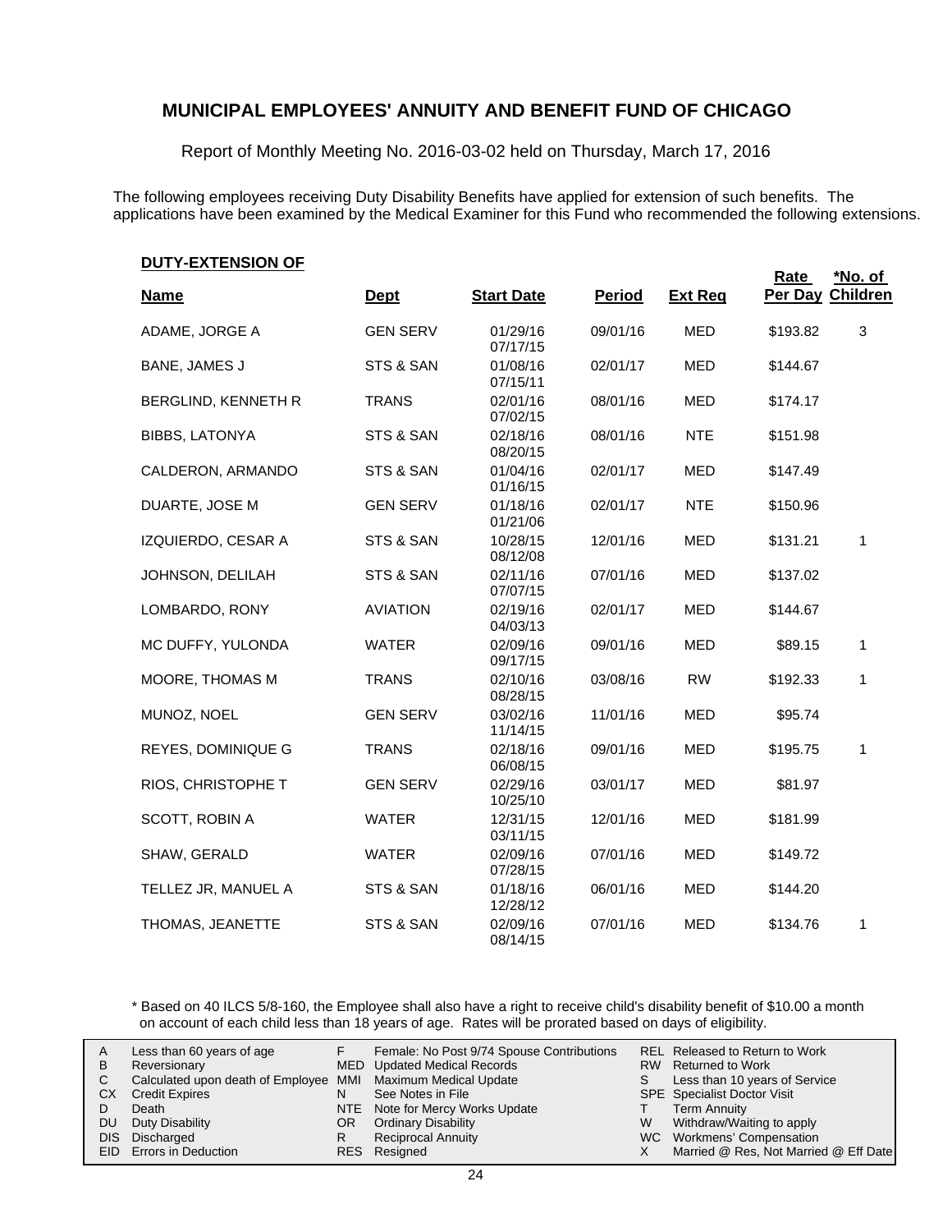## MUNICIPAL EMPLOYEES' ANNUITY AND BENEFIT FUND OF CHICAGO

Report of Monthly Meeting No. 2016-03-02 held on Thursday, March 17, 2016

The following employees receiving Duty Disability Benefits have applied for extension of such benefits. The applications have been examined by the Medical Examiner for this Fund who recommended the following extensions.

**DUTY-EXTENSION OF**

| Name | Dept | Start Date | Period | Ext Req | Rate Per Day | *No. of Children |
|---|---|---|---|---|---|---|
| ADAME, JORGE A | GEN SERV | 01/29/16 07/17/15 | 09/01/16 | MED | $193.82 | 3 |
| BANE, JAMES J | STS & SAN | 01/08/16 07/15/11 | 02/01/17 | MED | $144.67 | |
| BERGLIND, KENNETH R | TRANS | 02/01/16 07/02/15 | 08/01/16 | MED | $174.17 | |
| BIBBS, LATONYA | STS & SAN | 02/18/16 08/20/15 | 08/01/16 | NTE | $151.98 | |
| CALDERON, ARMANDO | STS & SAN | 01/04/16 01/16/15 | 02/01/17 | MED | $147.49 | |
| DUARTE, JOSE M | GEN SERV | 01/18/16 01/21/06 | 02/01/17 | NTE | $150.96 | |
| IZQUIERDO, CESAR A | STS & SAN | 10/28/15 08/12/08 | 12/01/16 | MED | $131.21 | 1 |
| JOHNSON, DELILAH | STS & SAN | 02/11/16 07/07/15 | 07/01/16 | MED | $137.02 | |
| LOMBARDO, RONY | AVIATION | 02/19/16 04/03/13 | 02/01/17 | MED | $144.67 | |
| MC DUFFY, YULONDA | WATER | 02/09/16 09/17/15 | 09/01/16 | MED | $89.15 | 1 |
| MOORE, THOMAS M | TRANS | 02/10/16 08/28/15 | 03/08/16 | RW | $192.33 | 1 |
| MUNOZ, NOEL | GEN SERV | 03/02/16 11/14/15 | 11/01/16 | MED | $95.74 | |
| REYES, DOMINIQUE G | TRANS | 02/18/16 06/08/15 | 09/01/16 | MED | $195.75 | 1 |
| RIOS, CHRISTOPHE T | GEN SERV | 02/29/16 10/25/10 | 03/01/17 | MED | $81.97 | |
| SCOTT, ROBIN A | WATER | 12/31/15 03/11/15 | 12/01/16 | MED | $181.99 | |
| SHAW, GERALD | WATER | 02/09/16 07/28/15 | 07/01/16 | MED | $149.72 | |
| TELLEZ JR, MANUEL A | STS & SAN | 01/18/16 12/28/12 | 06/01/16 | MED | $144.20 | |
| THOMAS, JEANETTE | STS & SAN | 02/09/16 08/14/15 | 07/01/16 | MED | $134.76 | 1 |

\* Based on 40 ILCS 5/8-160, the Employee shall also have a right to receive child's disability benefit of $10.00 a month on account of each child less than 18 years of age. Rates will be prorated based on days of eligibility.

| | | | | | |
|---|---|---|---|---|---|
| A | Less than 60 years of age | F | Female: No Post 9/74 Spouse Contributions | REL | Released to Return to Work |
| B | Reversionary | MED | Updated Medical Records | RW | Returned to Work |
| C | Calculated upon death of Employee | MMI | Maximum Medical Update | S | Less than 10 years of Service |
| CX | Credit Expires | N | See Notes in File | SPE | Specialist Doctor Visit |
| D | Death | NTE | Note for Mercy Works Update | T | Term Annuity |
| DU | Duty Disability | OR | Ordinary Disability | W | Withdraw/Waiting to apply |
| DIS | Discharged | R | Reciprocal Annuity | WC | Workmens' Compensation |
| EID | Errors in Deduction | RES | Resigned | X | Married @ Res, Not Married @ Eff Date |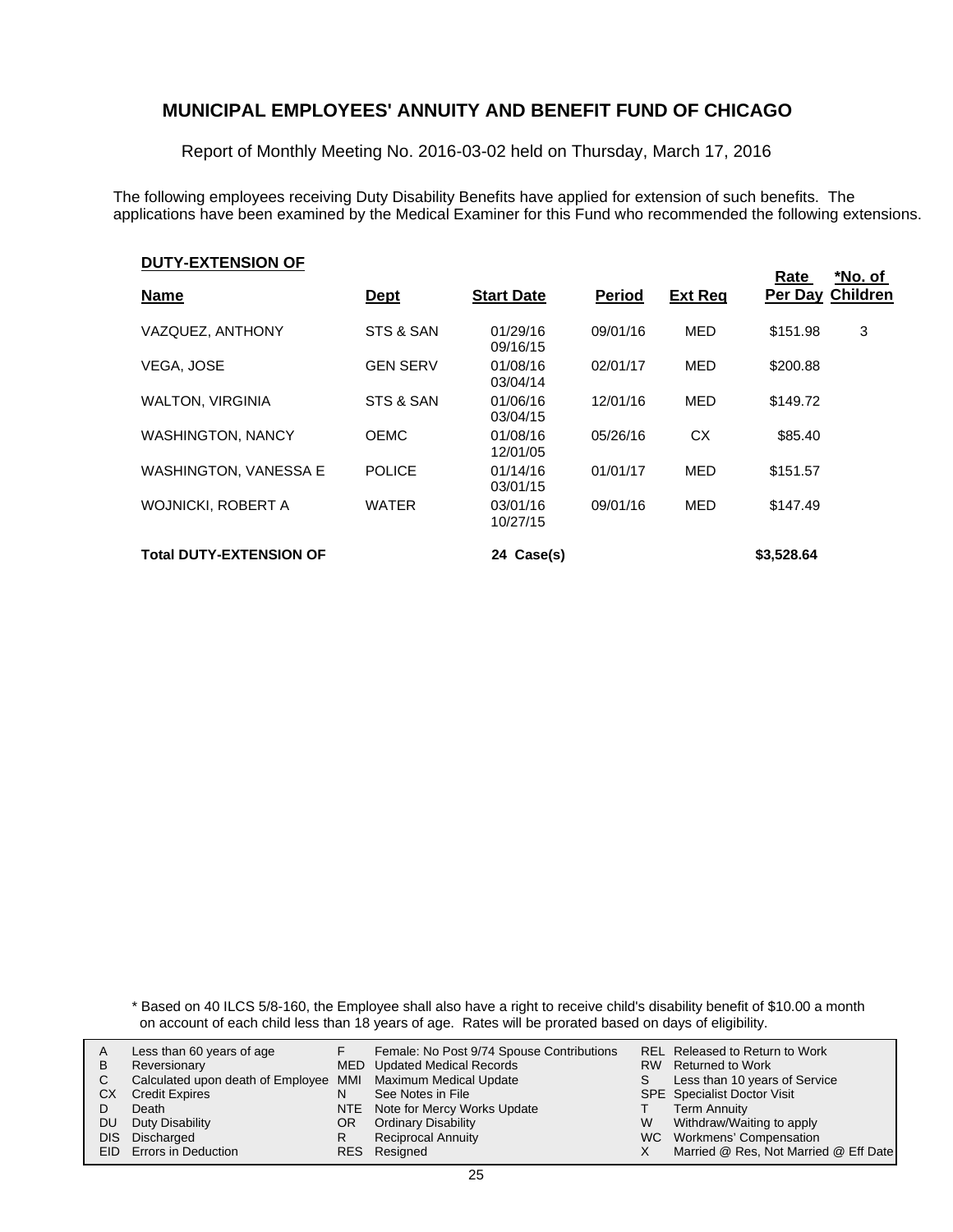# MUNICIPAL EMPLOYEES' ANNUITY AND BENEFIT FUND OF CHICAGO

Report of Monthly Meeting No. 2016-03-02 held on Thursday, March 17, 2016

The following employees receiving Duty Disability Benefits have applied for extension of such benefits. The applications have been examined by the Medical Examiner for this Fund who recommended the following extensions.

**DUTY-EXTENSION OF**

| Name | Dept | Start Date | Period | Ext Req | Rate Per Day | *No. of Children |
|---|---|---|---|---|---|---|
| VAZQUEZ, ANTHONY | STS & SAN | 01/29/16 09/16/15 | 09/01/16 | MED | $151.98 | 3 |
| VEGA, JOSE | GEN SERV | 01/08/16 03/04/14 | 02/01/17 | MED | $200.88 | |
| WALTON, VIRGINIA | STS & SAN | 01/06/16 03/04/15 | 12/01/16 | MED | $149.72 | |
| WASHINGTON, NANCY | OEMC | 01/08/16 12/01/05 | 05/26/16 | CX | $85.40 | |
| WASHINGTON, VANESSA E | POLICE | 01/14/16 03/01/15 | 01/01/17 | MED | $151.57 | |
| WOJNICKI, ROBERT A | WATER | 03/01/16 10/27/15 | 09/01/16 | MED | $147.49 | |
| **Total DUTY-EXTENSION OF** | | **24 Case(s)** | | | **$3,528.64** | |

\* Based on 40 ILCS 5/8-160, the Employee shall also have a right to receive child's disability benefit of $10.00 a month on account of each child less than 18 years of age. Rates will be prorated based on days of eligibility.

| | | | | | |
|---|---|---|---|---|---|
| A | Less than 60 years of age | F | Female: No Post 9/74 Spouse Contributions | REL | Released to Return to Work |
| B | Reversionary | MED | Updated Medical Records | RW | Returned to Work |
| C | Calculated upon death of Employee | MMI | Maximum Medical Update | S | Less than 10 years of Service |
| CX | Credit Expires | N | See Notes in File | SPE | Specialist Doctor Visit |
| D | Death | NTE | Note for Mercy Works Update | T | Term Annuity |
| DU | Duty Disability | OR | Ordinary Disability | W | Withdraw/Waiting to apply |
| DIS | Discharged | R | Reciprocal Annuity | WC | Workmens' Compensation |
| EID | Errors in Deduction | RES | Resigned | X | Married @ Res, Not Married @ Eff Date |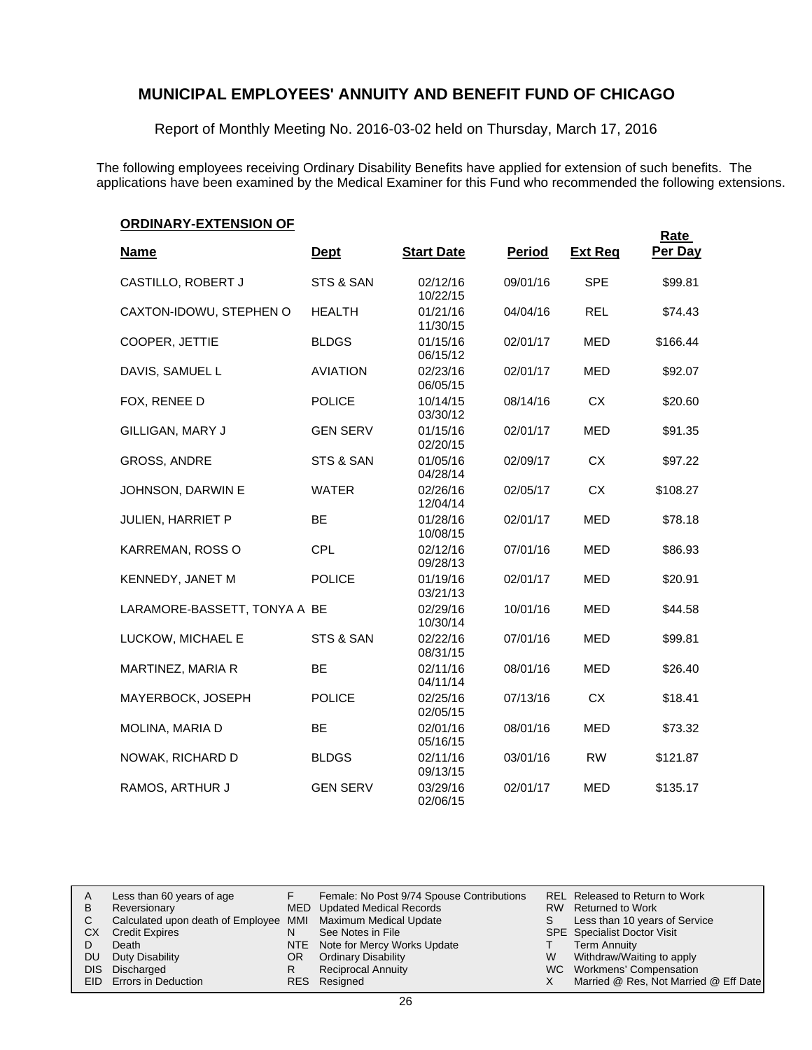# MUNICIPAL EMPLOYEES' ANNUITY AND BENEFIT FUND OF CHICAGO

Report of Monthly Meeting No. 2016-03-02 held on Thursday, March 17, 2016

The following employees receiving Ordinary Disability Benefits have applied for extension of such benefits. The applications have been examined by the Medical Examiner for this Fund who recommended the following extensions.

**ORDINARY-EXTENSION OF**

| Name | Dept | Start Date | Period | Ext Req | Rate Per Day |
|---|---|---|---|---|---|
| CASTILLO, ROBERT J | STS & SAN | 02/12/16<br>10/22/15 | 09/01/16 | SPE | $99.81 |
| CAXTON-IDOWU, STEPHEN O | HEALTH | 01/21/16<br>11/30/15 | 04/04/16 | REL | $74.43 |
| COOPER, JETTIE | BLDGS | 01/15/16<br>06/15/12 | 02/01/17 | MED | $166.44 |
| DAVIS, SAMUEL L | AVIATION | 02/23/16<br>06/05/15 | 02/01/17 | MED | $92.07 |
| FOX, RENEE D | POLICE | 10/14/15<br>03/30/12 | 08/14/16 | CX | $20.60 |
| GILLIGAN, MARY J | GEN SERV | 01/15/16<br>02/20/15 | 02/01/17 | MED | $91.35 |
| GROSS, ANDRE | STS & SAN | 01/05/16<br>04/28/14 | 02/09/17 | CX | $97.22 |
| JOHNSON, DARWIN E | WATER | 02/26/16<br>12/04/14 | 02/05/17 | CX | $108.27 |
| JULIEN, HARRIET P | BE | 01/28/16<br>10/08/15 | 02/01/17 | MED | $78.18 |
| KARREMAN, ROSS O | CPL | 02/12/16<br>09/28/13 | 07/01/16 | MED | $86.93 |
| KENNEDY, JANET M | POLICE | 01/19/16<br>03/21/13 | 02/01/17 | MED | $20.91 |
| LARAMORE-BASSETT, TONYA A | BE | 02/29/16<br>10/30/14 | 10/01/16 | MED | $44.58 |
| LUCKOW, MICHAEL E | STS & SAN | 02/22/16<br>08/31/15 | 07/01/16 | MED | $99.81 |
| MARTINEZ, MARIA R | BE | 02/11/16<br>04/11/14 | 08/01/16 | MED | $26.40 |
| MAYERBOCK, JOSEPH | POLICE | 02/25/16<br>02/05/15 | 07/13/16 | CX | $18.41 |
| MOLINA, MARIA D | BE | 02/01/16<br>05/16/15 | 08/01/16 | MED | $73.32 |
| NOWAK, RICHARD D | BLDGS | 02/11/16<br>09/13/15 | 03/01/16 | RW | $121.87 |
| RAMOS, ARTHUR J | GEN SERV | 03/29/16<br>02/06/15 | 02/01/17 | MED | $135.17 |

| | | | | | |
|---|---|---|---|---|---|
| A | Less than 60 years of age | F | Female: No Post 9/74 Spouse Contributions | REL | Released to Return to Work |
| B | Reversionary | MED | Updated Medical Records | RW | Returned to Work |
| C | Calculated upon death of Employee | MMI | Maximum Medical Update | S | Less than 10 years of Service |
| CX | Credit Expires | N | See Notes in File | SPE | Specialist Doctor Visit |
| D | Death | NTE | Note for Mercy Works Update | T | Term Annuity |
| DU | Duty Disability | OR | Ordinary Disability | W | Withdraw/Waiting to apply |
| DIS | Discharged | R | Reciprocal Annuity | WC | Workmens' Compensation |
| EID | Errors in Deduction | RES | Resigned | X | Married @ Res, Not Married @ Eff Date |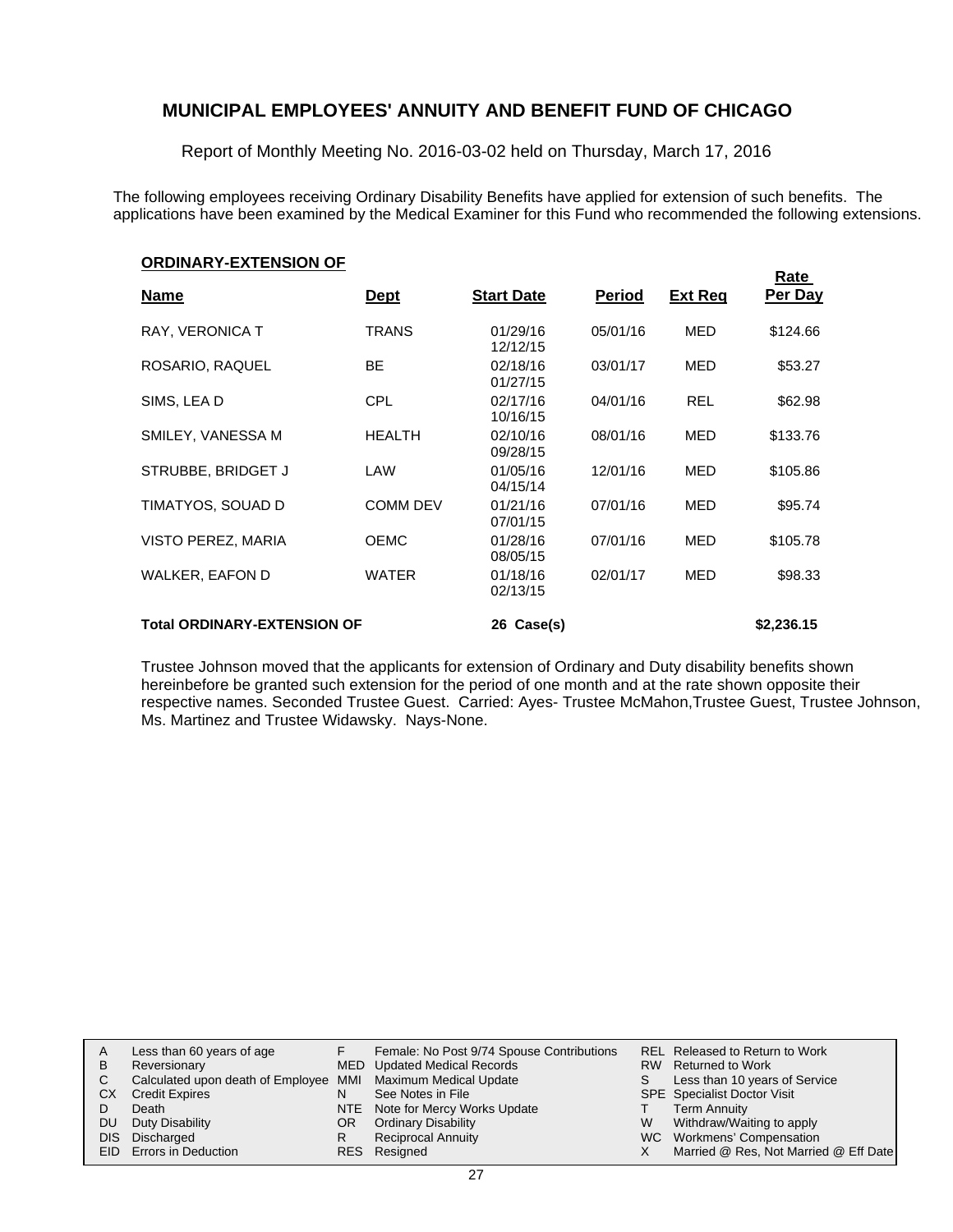# MUNICIPAL EMPLOYEES' ANNUITY AND BENEFIT FUND OF CHICAGO

Report of Monthly Meeting No. 2016-03-02 held on Thursday, March 17, 2016

The following employees receiving Ordinary Disability Benefits have applied for extension of such benefits. The applications have been examined by the Medical Examiner for this Fund who recommended the following extensions.

**ORDINARY-EXTENSION OF**

| Name | Dept | Start Date | Period | Ext Req | Rate Per Day |
|---|---|---|---|---|---|
| RAY, VERONICA T | TRANS | 01/29/16<br>12/12/15 | 05/01/16 | MED | $124.66 |
| ROSARIO, RAQUEL | BE | 02/18/16<br>01/27/15 | 03/01/17 | MED | $53.27 |
| SIMS, LEA D | CPL | 02/17/16<br>10/16/15 | 04/01/16 | REL | $62.98 |
| SMILEY, VANESSA M | HEALTH | 02/10/16<br>09/28/15 | 08/01/16 | MED | $133.76 |
| STRUBBE, BRIDGET J | LAW | 01/05/16<br>04/15/14 | 12/01/16 | MED | $105.86 |
| TIMATYOS, SOUAD D | COMM DEV | 01/21/16<br>07/01/15 | 07/01/16 | MED | $95.74 |
| VISTO PEREZ, MARIA | OEMC | 01/28/16<br>08/05/15 | 07/01/16 | MED | $105.78 |
| WALKER, EAFON D | WATER | 01/18/16<br>02/13/15 | 02/01/17 | MED | $98.33 |
| **Total ORDINARY-EXTENSION OF** | | **26 Case(s)** | | | **$2,236.15** |

Trustee Johnson moved that the applicants for extension of Ordinary and Duty disability benefits shown hereinbefore be granted such extension for the period of one month and at the rate shown opposite their respective names. Seconded Trustee Guest. Carried: Ayes- Trustee McMahon,Trustee Guest, Trustee Johnson, Ms. Martinez and Trustee Widawsky. Nays-None.

| | | | | | |
|---|---|---|---|---|---|
| A | Less than 60 years of age | F | Female: No Post 9/74 Spouse Contributions | REL | Released to Return to Work |
| B | Reversionary | MED | Updated Medical Records | RW | Returned to Work |
| C | Calculated upon death of Employee | MMI | Maximum Medical Update | S | Less than 10 years of Service |
| CX | Credit Expires | N | See Notes in File | SPE | Specialist Doctor Visit |
| D | Death | NTE | Note for Mercy Works Update | T | Term Annuity |
| DU | Duty Disability | OR | Ordinary Disability | W | Withdraw/Waiting to apply |
| DIS | Discharged | R | Reciprocal Annuity | WC | Workmens' Compensation |
| EID | Errors in Deduction | RES | Resigned | X | Married @ Res, Not Married @ Eff Date |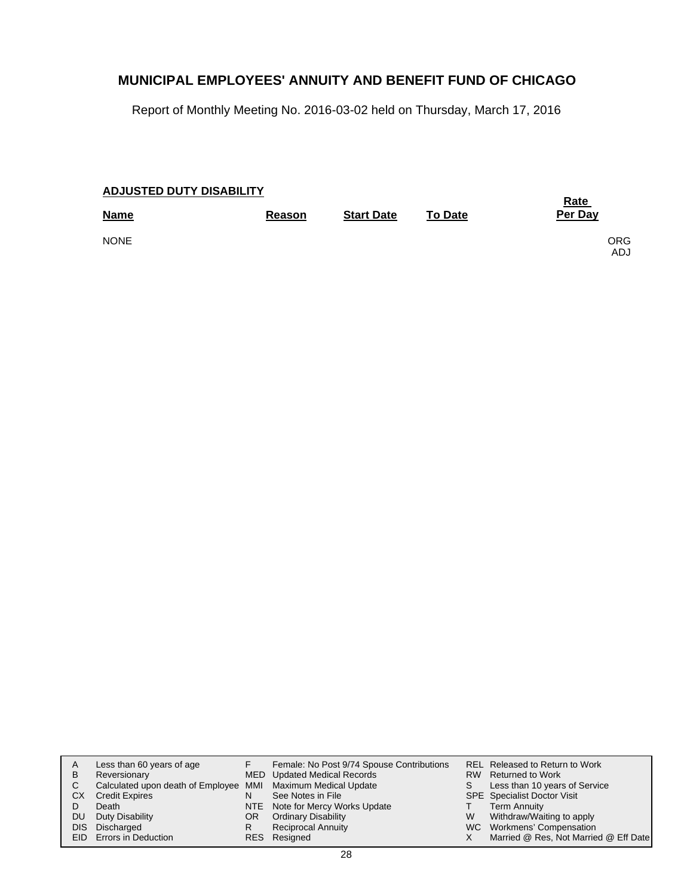# MUNICIPAL EMPLOYEES' ANNUITY AND BENEFIT FUND OF CHICAGO

Report of Monthly Meeting No. 2016-03-02 held on Thursday, March 17, 2016

**ADJUSTED DUTY DISABILITY**

| Name | Reason | Start Date | To Date | Rate Per Day | |
|---|---|---|---|---|---|
| NONE | | | | | ORG<br>ADJ |

| | | | | | |
|---|---|---|---|---|---|
| A | Less than 60 years of age | F | Female: No Post 9/74 Spouse Contributions | REL | Released to Return to Work |
| B | Reversionary | MED | Updated Medical Records | RW | Returned to Work |
| C | Calculated upon death of Employee | MMI | Maximum Medical Update | S | Less than 10 years of Service |
| CX | Credit Expires | N | See Notes in File | SPE | Specialist Doctor Visit |
| D | Death | NTE | Note for Mercy Works Update | T | Term Annuity |
| DU | Duty Disability | OR | Ordinary Disability | W | Withdraw/Waiting to apply |
| DIS | Discharged | R | Reciprocal Annuity | WC | Workmens' Compensation |
| EID | Errors in Deduction | RES | Resigned | X | Married @ Res, Not Married @ Eff Date |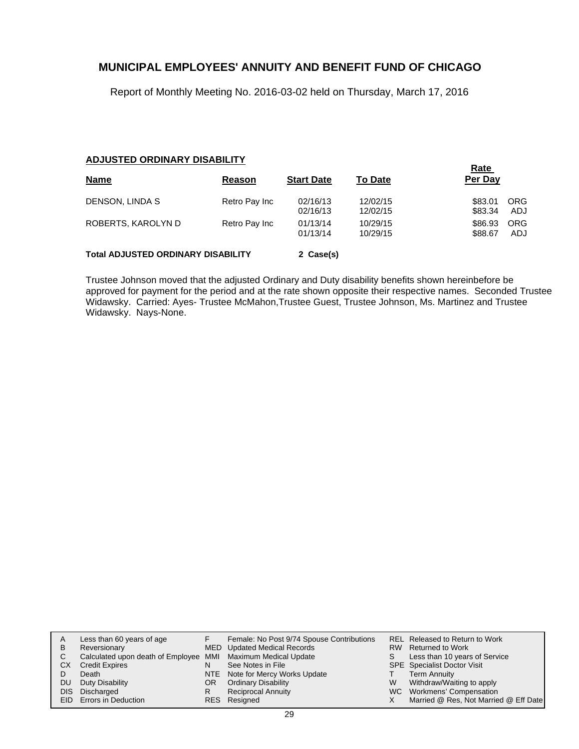# MUNICIPAL EMPLOYEES' ANNUITY AND BENEFIT FUND OF CHICAGO

Report of Monthly Meeting No. 2016-03-02 held on Thursday, March 17, 2016

## ADJUSTED ORDINARY DISABILITY

| Name | Reason | Start Date | To Date | Rate Per Day | |
|---|---|---|---|---|---|
| DENSON, LINDA S | Retro Pay Inc | 02/16/13 | 12/02/15 | \$83.01 | ORG |
| | | 02/16/13 | 12/02/15 | \$83.34 | ADJ |
| ROBERTS, KAROLYN D | Retro Pay Inc | 01/13/14 | 10/29/15 | \$86.93 | ORG |
| | | 01/13/14 | 10/29/15 | \$88.67 | ADJ |

**Total ADJUSTED ORDINARY DISABILITY** **2 Case(s)**

Trustee Johnson moved that the adjusted Ordinary and Duty disability benefits shown hereinbefore be approved for payment for the period and at the rate shown opposite their respective names. Seconded Trustee Widawsky. Carried: Ayes- Trustee McMahon,Trustee Guest, Trustee Johnson, Ms. Martinez and Trustee Widawsky. Nays-None.

| | | | | | |
|---|---|---|---|---|---|
| A | Less than 60 years of age | F | Female: No Post 9/74 Spouse Contributions | REL | Released to Return to Work |
| B | Reversionary | MED | Updated Medical Records | RW | Returned to Work |
| C | Calculated upon death of Employee | MMI | Maximum Medical Update | S | Less than 10 years of Service |
| CX | Credit Expires | N | See Notes in File | SPE | Specialist Doctor Visit |
| D | Death | NTE | Note for Mercy Works Update | T | Term Annuity |
| DU | Duty Disability | OR | Ordinary Disability | W | Withdraw/Waiting to apply |
| DIS | Discharged | R | Reciprocal Annuity | WC | Workmens' Compensation |
| EID | Errors in Deduction | RES | Resigned | X | Married @ Res, Not Married @ Eff Date |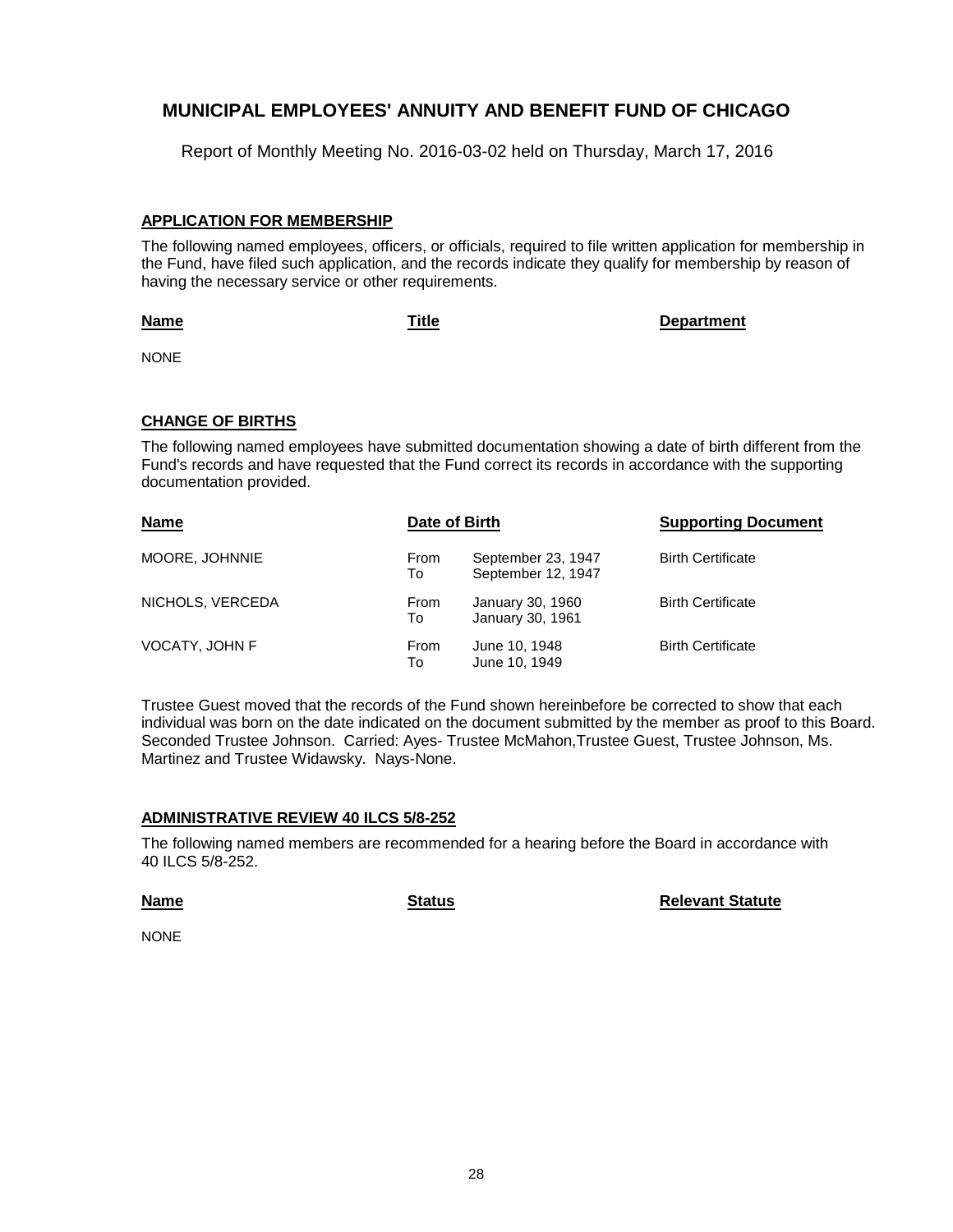# MUNICIPAL EMPLOYEES' ANNUITY AND BENEFIT FUND OF CHICAGO

Report of Monthly Meeting No. 2016-03-02 held on Thursday, March 17, 2016

## APPLICATION FOR MEMBERSHIP

The following named employees, officers, or officials, required to file written application for membership in the Fund, have filed such application, and the records indicate they qualify for membership by reason of having the necessary service or other requirements.

| Name | Title | Department |
|---|---|---|
| NONE | | |

## CHANGE OF BIRTHS

The following named employees have submitted documentation showing a date of birth different from the Fund's records and have requested that the Fund correct its records in accordance with the supporting documentation provided.

| Name | Date of Birth | | Supporting Document |
|---|---|---|---|
| MOORE, JOHNNIE | From<br>To | September 23, 1947<br>September 12, 1947 | Birth Certificate |
| NICHOLS, VERCEDA | From<br>To | January 30, 1960<br>January 30, 1961 | Birth Certificate |
| VOCATY, JOHN F | From<br>To | June 10, 1948<br>June 10, 1949 | Birth Certificate |

Trustee Guest moved that the records of the Fund shown hereinbefore be corrected to show that each individual was born on the date indicated on the document submitted by the member as proof to this Board. Seconded Trustee Johnson. Carried: Ayes- Trustee McMahon,Trustee Guest, Trustee Johnson, Ms. Martinez and Trustee Widawsky. Nays-None.

## ADMINISTRATIVE REVIEW 40 ILCS 5/8-252

The following named members are recommended for a hearing before the Board in accordance with 40 ILCS 5/8-252.

| Name | Status | Relevant Statute |
|---|---|---|
| NONE | | |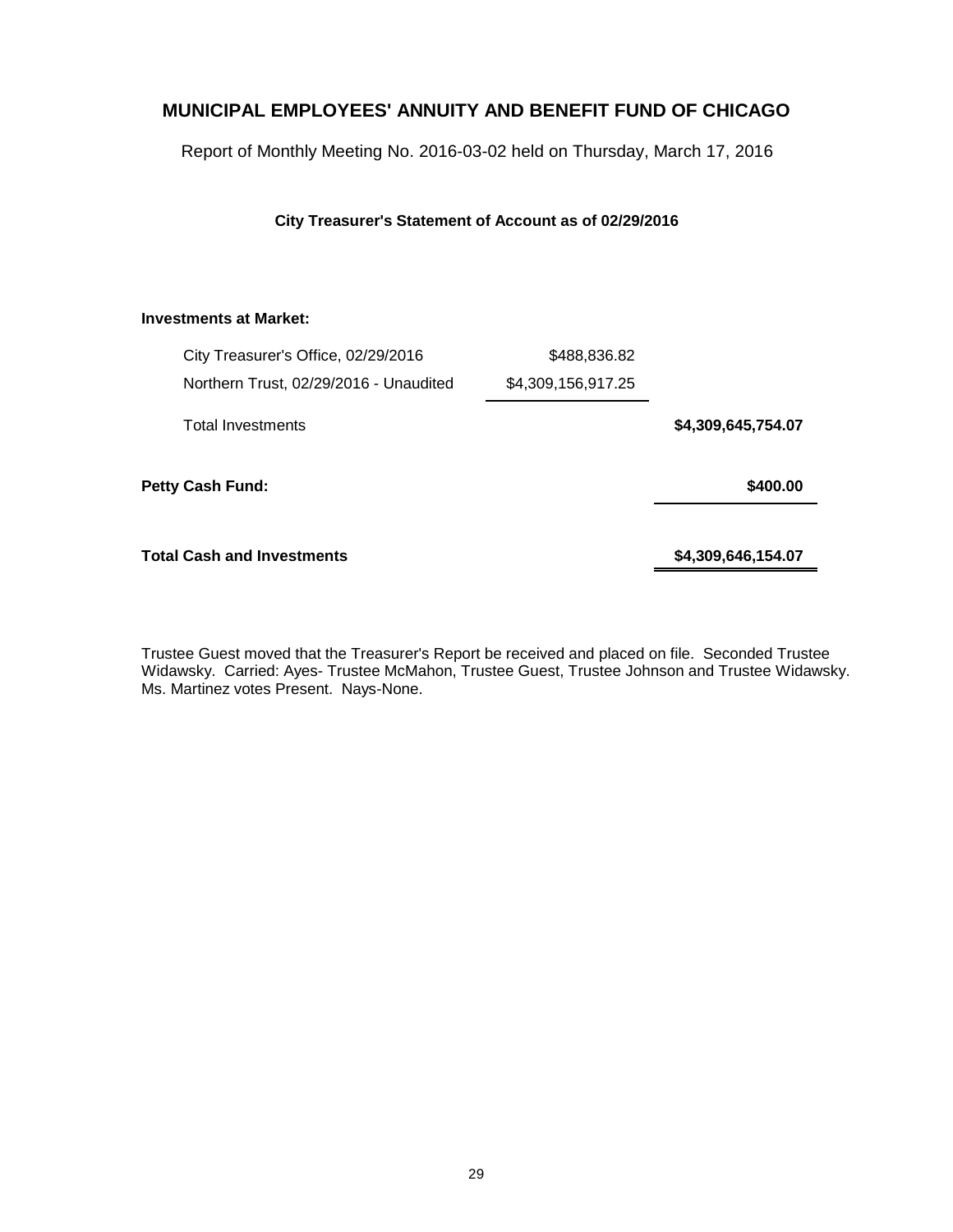# MUNICIPAL EMPLOYEES' ANNUITY AND BENEFIT FUND OF CHICAGO

Report of Monthly Meeting No. 2016-03-02 held on Thursday, March 17, 2016

**City Treasurer's Statement of Account as of 02/29/2016**

| | | |
|---|---|---|
| **Investments at Market:** | | |
| City Treasurer's Office, 02/29/2016 | $488,836.82 | |
| Northern Trust, 02/29/2016 - Unaudited | $4,309,156,917.25 | |
| Total Investments | | **$4,309,645,754.07** |
| **Petty Cash Fund:** | | **$400.00** |
| **Total Cash and Investments** | | **$4,309,646,154.07** |

Trustee Guest moved that the Treasurer's Report be received and placed on file. Seconded Trustee Widawsky. Carried: Ayes- Trustee McMahon, Trustee Guest, Trustee Johnson and Trustee Widawsky. Ms. Martinez votes Present. Nays-None.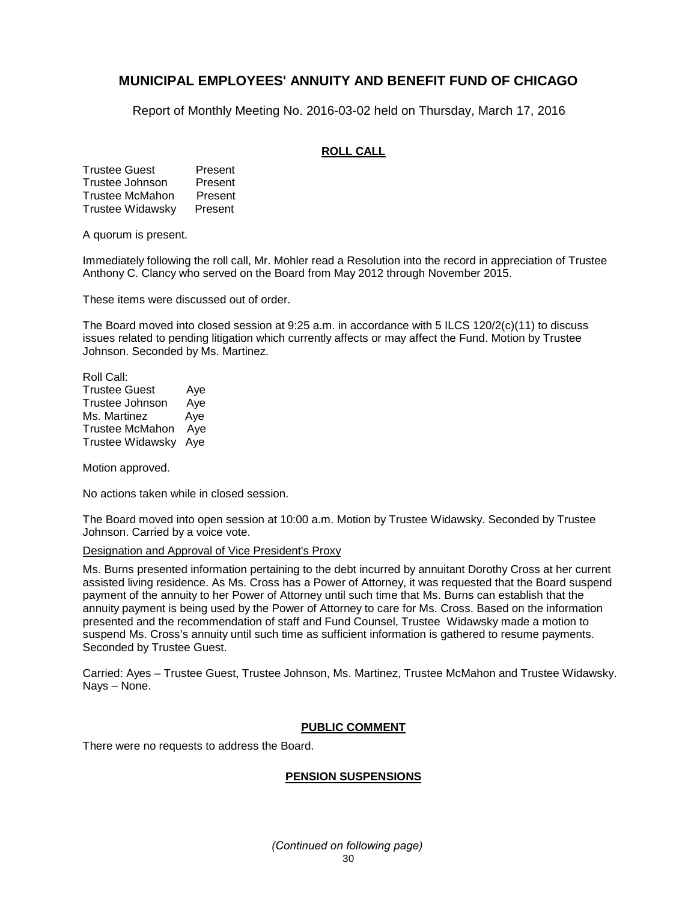# MUNICIPAL EMPLOYEES' ANNUITY AND BENEFIT FUND OF CHICAGO

Report of Monthly Meeting No. 2016-03-02 held on Thursday, March 17, 2016

## ROLL CALL

| | |
|---|---|
| Trustee Guest | Present |
| Trustee Johnson | Present |
| Trustee McMahon | Present |
| Trustee Widawsky | Present |

A quorum is present.

Immediately following the roll call, Mr. Mohler read a Resolution into the record in appreciation of Trustee Anthony C. Clancy who served on the Board from May 2012 through November 2015.

These items were discussed out of order.

The Board moved into closed session at 9:25 a.m. in accordance with 5 ILCS 120/2(c)(11) to discuss issues related to pending litigation which currently affects or may affect the Fund. Motion by Trustee Johnson. Seconded by Ms. Martinez.

Roll Call:

| | |
|---|---|
| Trustee Guest | Aye |
| Trustee Johnson | Aye |
| Ms. Martinez | Aye |
| Trustee McMahon | Aye |
| Trustee Widawsky | Aye |

Motion approved.

No actions taken while in closed session.

The Board moved into open session at 10:00 a.m. Motion by Trustee Widawsky. Seconded by Trustee Johnson. Carried by a voice vote.

Designation and Approval of Vice President's Proxy

Ms. Burns presented information pertaining to the debt incurred by annuitant Dorothy Cross at her current assisted living residence. As Ms. Cross has a Power of Attorney, it was requested that the Board suspend payment of the annuity to her Power of Attorney until such time that Ms. Burns can establish that the annuity payment is being used by the Power of Attorney to care for Ms. Cross. Based on the information presented and the recommendation of staff and Fund Counsel, Trustee Widawsky made a motion to suspend Ms. Cross's annuity until such time as sufficient information is gathered to resume payments. Seconded by Trustee Guest.

Carried: Ayes – Trustee Guest, Trustee Johnson, Ms. Martinez, Trustee McMahon and Trustee Widawsky. Nays – None.

## PUBLIC COMMENT

There were no requests to address the Board.

## PENSION SUSPENSIONS

*(Continued on following page)*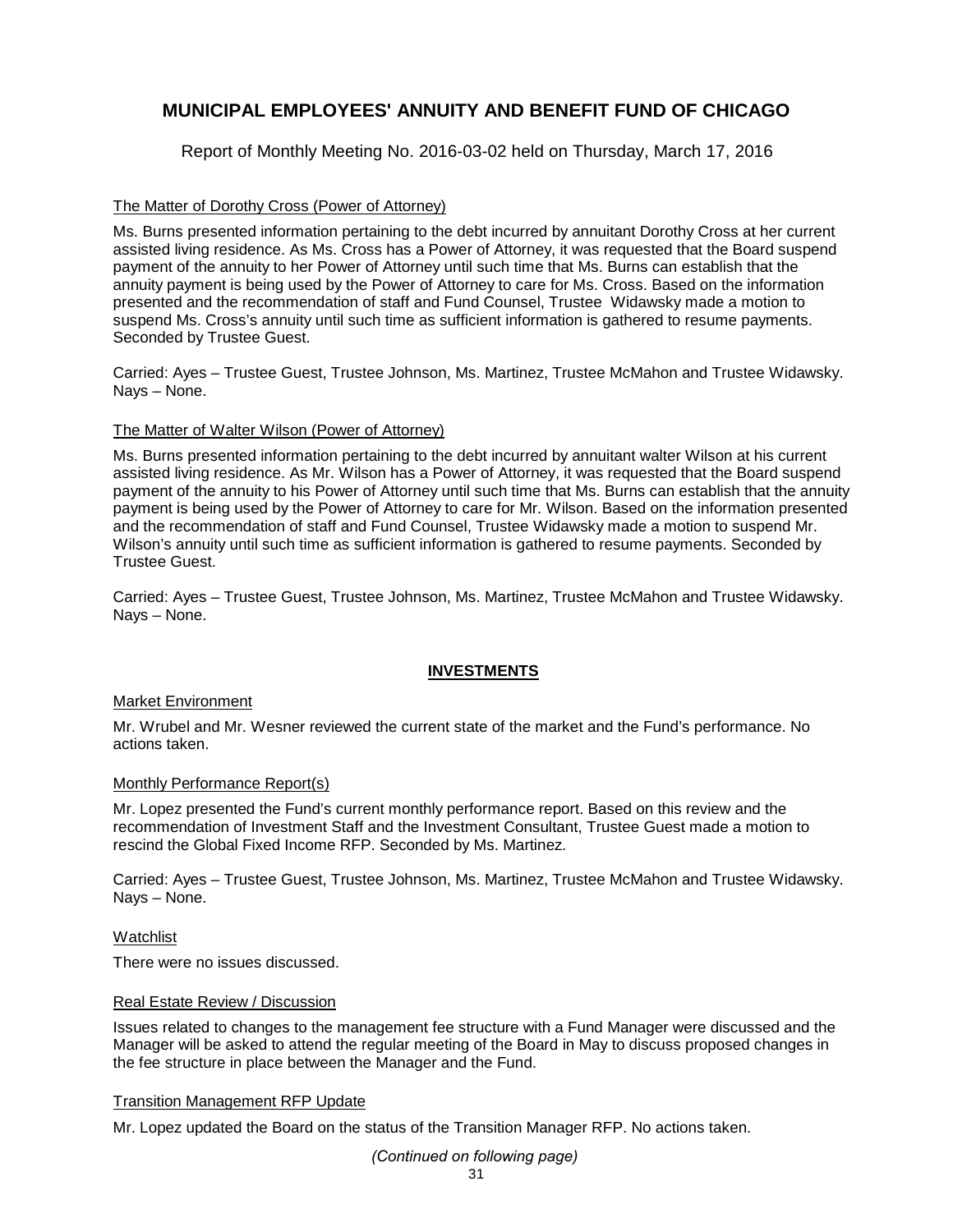The Matter of Dorothy Cross (Power of Attorney)

Ms. Burns presented information pertaining to the debt incurred by annuitant Dorothy Cross at her current assisted living residence. As Ms. Cross has a Power of Attorney, it was requested that the Board suspend payment of the annuity to her Power of Attorney until such time that Ms. Burns can establish that the annuity payment is being used by the Power of Attorney to care for Ms. Cross. Based on the information presented and the recommendation of staff and Fund Counsel, Trustee Widawsky made a motion to suspend Ms. Cross's annuity until such time as sufficient information is gathered to resume payments. Seconded by Trustee Guest.

Carried: Ayes – Trustee Guest, Trustee Johnson, Ms. Martinez, Trustee McMahon and Trustee Widawsky. Nays – None.

The Matter of Walter Wilson (Power of Attorney)

Ms. Burns presented information pertaining to the debt incurred by annuitant walter Wilson at his current assisted living residence. As Mr. Wilson has a Power of Attorney, it was requested that the Board suspend payment of the annuity to his Power of Attorney until such time that Ms. Burns can establish that the annuity payment is being used by the Power of Attorney to care for Mr. Wilson. Based on the information presented and the recommendation of staff and Fund Counsel, Trustee Widawsky made a motion to suspend Mr. Wilson's annuity until such time as sufficient information is gathered to resume payments. Seconded by Trustee Guest.

Carried: Ayes – Trustee Guest, Trustee Johnson, Ms. Martinez, Trustee McMahon and Trustee Widawsky. Nays – None.

## INVESTMENTS

Market Environment

Mr. Wrubel and Mr. Wesner reviewed the current state of the market and the Fund's performance. No actions taken.

Monthly Performance Report(s)

Mr. Lopez presented the Fund's current monthly performance report. Based on this review and the recommendation of Investment Staff and the Investment Consultant, Trustee Guest made a motion to rescind the Global Fixed Income RFP. Seconded by Ms. Martinez.

Carried: Ayes – Trustee Guest, Trustee Johnson, Ms. Martinez, Trustee McMahon and Trustee Widawsky. Nays – None.

Watchlist

There were no issues discussed.

Real Estate Review / Discussion

Issues related to changes to the management fee structure with a Fund Manager were discussed and the Manager will be asked to attend the regular meeting of the Board in May to discuss proposed changes in the fee structure in place between the Manager and the Fund.

Transition Management RFP Update

Mr. Lopez updated the Board on the status of the Transition Manager RFP. No actions taken.

*(Continued on following page)*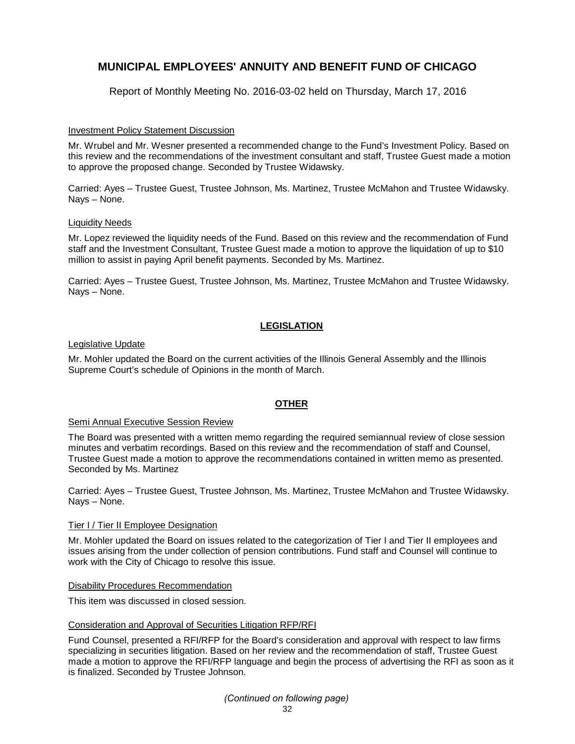# MUNICIPAL EMPLOYEES' ANNUITY AND BENEFIT FUND OF CHICAGO

Report of Monthly Meeting No. 2016-03-02 held on Thursday, March 17, 2016

Investment Policy Statement Discussion

Mr. Wrubel and Mr. Wesner presented a recommended change to the Fund's Investment Policy. Based on this review and the recommendations of the investment consultant and staff, Trustee Guest made a motion to approve the proposed change. Seconded by Trustee Widawsky.

Carried: Ayes – Trustee Guest, Trustee Johnson, Ms. Martinez, Trustee McMahon and Trustee Widawsky. Nays – None.

Liquidity Needs

Mr. Lopez reviewed the liquidity needs of the Fund. Based on this review and the recommendation of Fund staff and the Investment Consultant, Trustee Guest made a motion to approve the liquidation of up to $10 million to assist in paying April benefit payments. Seconded by Ms. Martinez.

Carried: Ayes – Trustee Guest, Trustee Johnson, Ms. Martinez, Trustee McMahon and Trustee Widawsky. Nays – None.

## LEGISLATION

Legislative Update

Mr. Mohler updated the Board on the current activities of the Illinois General Assembly and the Illinois Supreme Court's schedule of Opinions in the month of March.

## OTHER

Semi Annual Executive Session Review

The Board was presented with a written memo regarding the required semiannual review of close session minutes and verbatim recordings. Based on this review and the recommendation of staff and Counsel, Trustee Guest made a motion to approve the recommendations contained in written memo as presented. Seconded by Ms. Martinez

Carried: Ayes – Trustee Guest, Trustee Johnson, Ms. Martinez, Trustee McMahon and Trustee Widawsky. Nays – None.

Tier I / Tier II Employee Designation

Mr. Mohler updated the Board on issues related to the categorization of Tier I and Tier II employees and issues arising from the under collection of pension contributions. Fund staff and Counsel will continue to work with the City of Chicago to resolve this issue.

Disability Procedures Recommendation

This item was discussed in closed session.

Consideration and Approval of Securities Litigation RFP/RFI

Fund Counsel, presented a RFI/RFP for the Board's consideration and approval with respect to law firms specializing in securities litigation. Based on her review and the recommendation of staff, Trustee Guest made a motion to approve the RFI/RFP language and begin the process of advertising the RFI as soon as it is finalized. Seconded by Trustee Johnson.

*(Continued on following page)*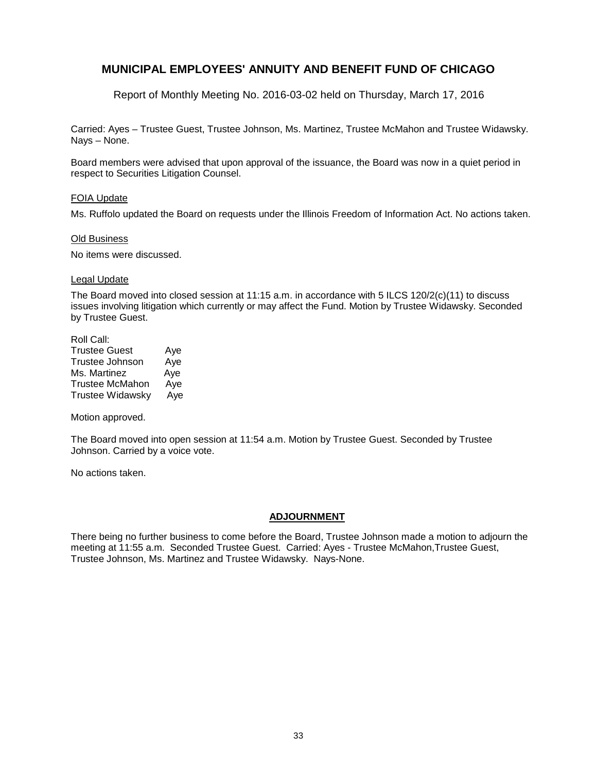Carried: Ayes – Trustee Guest, Trustee Johnson, Ms. Martinez, Trustee McMahon and Trustee Widawsky. Nays – None.

Board members were advised that upon approval of the issuance, the Board was now in a quiet period in respect to Securities Litigation Counsel.

FOIA Update

Ms. Ruffolo updated the Board on requests under the Illinois Freedom of Information Act. No actions taken.

Old Business

No items were discussed.

Legal Update

The Board moved into closed session at 11:15 a.m. in accordance with 5 ILCS 120/2(c)(11) to discuss issues involving litigation which currently or may affect the Fund. Motion by Trustee Widawsky. Seconded by Trustee Guest.

Roll Call:

| | |
|---|---|
| Trustee Guest | Aye |
| Trustee Johnson | Aye |
| Ms. Martinez | Aye |
| Trustee McMahon | Aye |
| Trustee Widawsky | Aye |

Motion approved.

The Board moved into open session at 11:54 a.m. Motion by Trustee Guest. Seconded by Trustee Johnson. Carried by a voice vote.

No actions taken.

## ADJOURNMENT

There being no further business to come before the Board, Trustee Johnson made a motion to adjourn the meeting at 11:55 a.m. Seconded Trustee Guest. Carried: Ayes - Trustee McMahon,Trustee Guest, Trustee Johnson, Ms. Martinez and Trustee Widawsky. Nays-None.